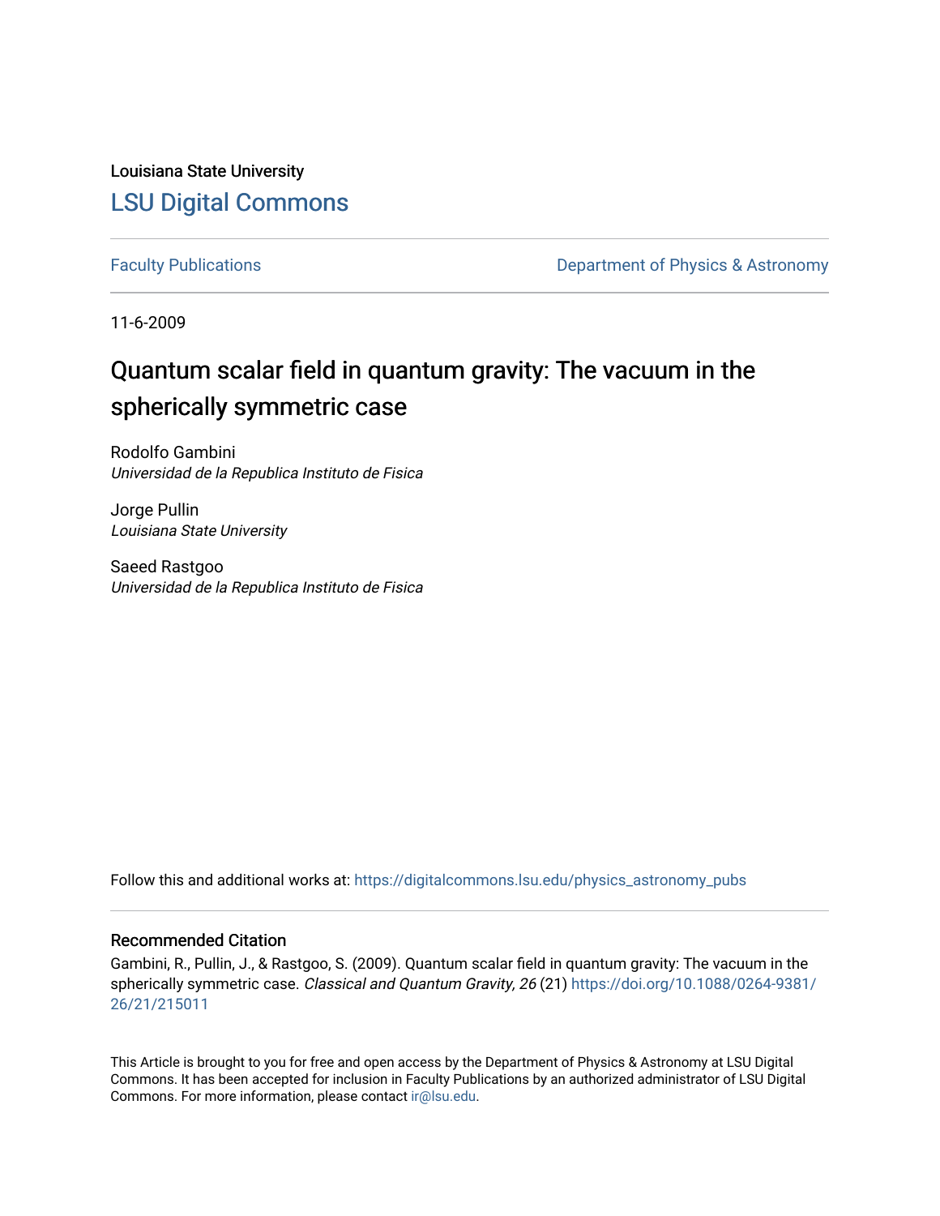Louisiana State University

## LSU Digital Commons

Faculty Publications

Department of Physics & Astronomy

11-6-2009

# Quantum scalar field in quantum gravity: The vacuum in the spherically symmetric case

Rodolfo Gambini
*Universidad de la Republica Instituto de Fisica*

Jorge Pullin
*Louisiana State University*

Saeed Rastgoo
*Universidad de la Republica Instituto de Fisica*

Follow this and additional works at: https://digitalcommons.lsu.edu/physics_astronomy_pubs

### Recommended Citation

Gambini, R., Pullin, J., & Rastgoo, S. (2009). Quantum scalar field in quantum gravity: The vacuum in the spherically symmetric case. *Classical and Quantum Gravity, 26* (21) https://doi.org/10.1088/0264-9381/26/21/215011

This Article is brought to you for free and open access by the Department of Physics & Astronomy at LSU Digital Commons. It has been accepted for inclusion in Faculty Publications by an authorized administrator of LSU Digital Commons. For more information, please contact ir@lsu.edu.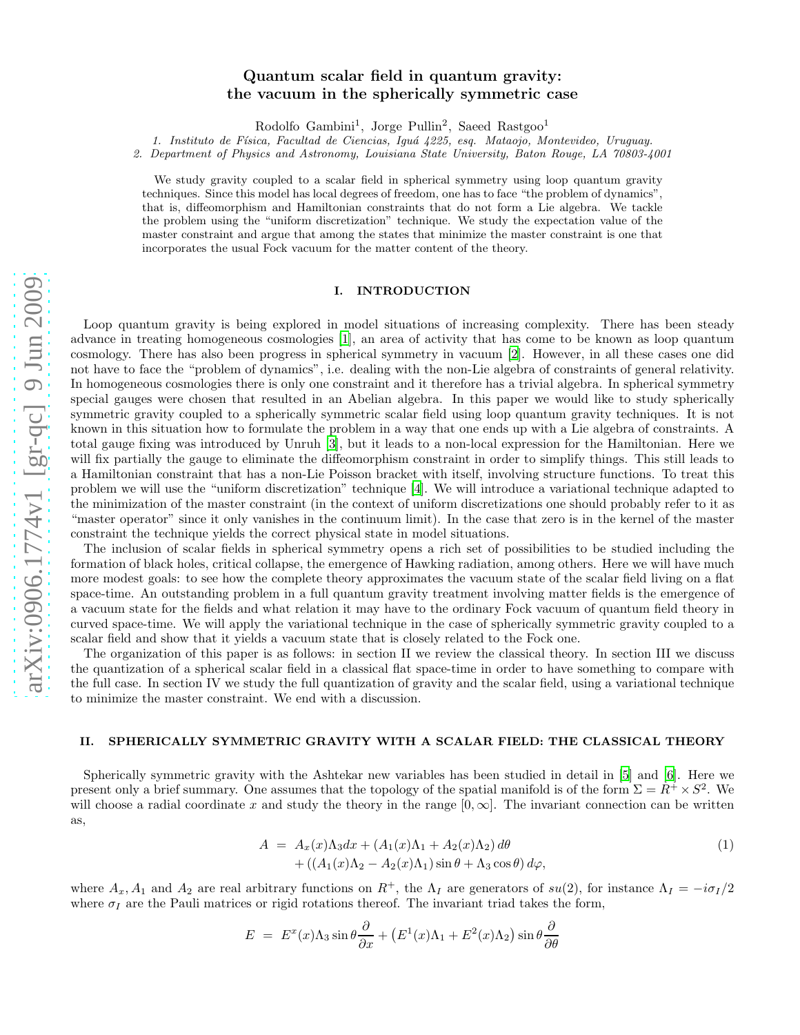# Quantum scalar field in quantum gravity: the vacuum in the spherically symmetric case

Rodolfo Gambini[1], Jorge Pullin[2], Saeed Rastgoo[1]

*1. Instituto de Física, Facultad de Ciencias, Iguá 4225, esq. Mataojo, Montevideo, Uruguay.*
*2. Department of Physics and Astronomy, Louisiana State University, Baton Rouge, LA 70803-4001*

We study gravity coupled to a scalar field in spherical symmetry using loop quantum gravity techniques. Since this model has local degrees of freedom, one has to face "the problem of dynamics", that is, diffeomorphism and Hamiltonian constraints that do not form a Lie algebra. We tackle the problem using the "uniform discretization" technique. We study the expectation value of the master constraint and argue that among the states that minimize the master constraint is one that incorporates the usual Fock vacuum for the matter content of the theory.

## I. INTRODUCTION

Loop quantum gravity is being explored in model situations of increasing complexity. There has been steady advance in treating homogeneous cosmologies [1], an area of activity that has come to be known as loop quantum cosmology. There has also been progress in spherical symmetry in vacuum [2]. However, in all these cases one did not have to face the "problem of dynamics", i.e. dealing with the non-Lie algebra of constraints of general relativity. In homogeneous cosmologies there is only one constraint and it therefore has a trivial algebra. In spherical symmetry special gauges were chosen that resulted in an Abelian algebra. In this paper we would like to study spherically symmetric gravity coupled to a spherically symmetric scalar field using loop quantum gravity techniques. It is not known in this situation how to formulate the problem in a way that one ends up with a Lie algebra of constraints. A total gauge fixing was introduced by Unruh [3], but it leads to a non-local expression for the Hamiltonian. Here we will fix partially the gauge to eliminate the diffeomorphism constraint in order to simplify things. This still leads to a Hamiltonian constraint that has a non-Lie Poisson bracket with itself, involving structure functions. To treat this problem we will use the "uniform discretization" technique [4]. We will introduce a variational technique adapted to the minimization of the master constraint (in the context of uniform discretizations one should probably refer to it as "master operator" since it only vanishes in the continuum limit). In the case that zero is in the kernel of the master constraint the technique yields the correct physical state in model situations.

The inclusion of scalar fields in spherical symmetry opens a rich set of possibilities to be studied including the formation of black holes, critical collapse, the emergence of Hawking radiation, among others. Here we will have much more modest goals: to see how the complete theory approximates the vacuum state of the scalar field living on a flat space-time. An outstanding problem in a full quantum gravity treatment involving matter fields is the emergence of a vacuum state for the fields and what relation it may have to the ordinary Fock vacuum of quantum field theory in curved space-time. We will apply the variational technique in the case of spherically symmetric gravity coupled to a scalar field and show that it yields a vacuum state that is closely related to the Fock one.

The organization of this paper is as follows: in section II we review the classical theory. In section III we discuss the quantization of a spherical scalar field in a classical flat space-time in order to have something to compare with the full case. In section IV we study the full quantization of gravity and the scalar field, using a variational technique to minimize the master constraint. We end with a discussion.

## II. SPHERICALLY SYMMETRIC GRAVITY WITH A SCALAR FIELD: THE CLASSICAL THEORY

Spherically symmetric gravity with the Ashtekar new variables has been studied in detail in [5] and [6]. Here we present only a brief summary. One assumes that the topology of the spatial manifold is of the form $\Sigma = R^+ \times S^2$. We will choose a radial coordinate $x$ and study the theory in the range $[0, \infty]$. The invariant connection can be written as,

$$
\begin{aligned}
A &= A_x(x)\Lambda_3 dx + \left(A_1(x)\Lambda_1 + A_2(x)\Lambda_2\right) d\theta \\
&\quad + \left(\left(A_1(x)\Lambda_2 - A_2(x)\Lambda_1\right)\sin\theta + \Lambda_3 \cos\theta\right) d\varphi,
\end{aligned}
\tag{1}
$$

where $A_x, A_1$ and $A_2$ are real arbitrary functions on $R^+$, the $\Lambda_I$ are generators of $su(2)$, for instance $\Lambda_I = -i\sigma_I/2$ where $\sigma_I$ are the Pauli matrices or rigid rotations thereof. The invariant triad takes the form,

$$
E = E^x(x)\Lambda_3 \sin\theta \frac{\partial}{\partial x} + \left(E^1(x)\Lambda_1 + E^2(x)\Lambda_2\right)\sin\theta \frac{\partial}{\partial \theta}
$$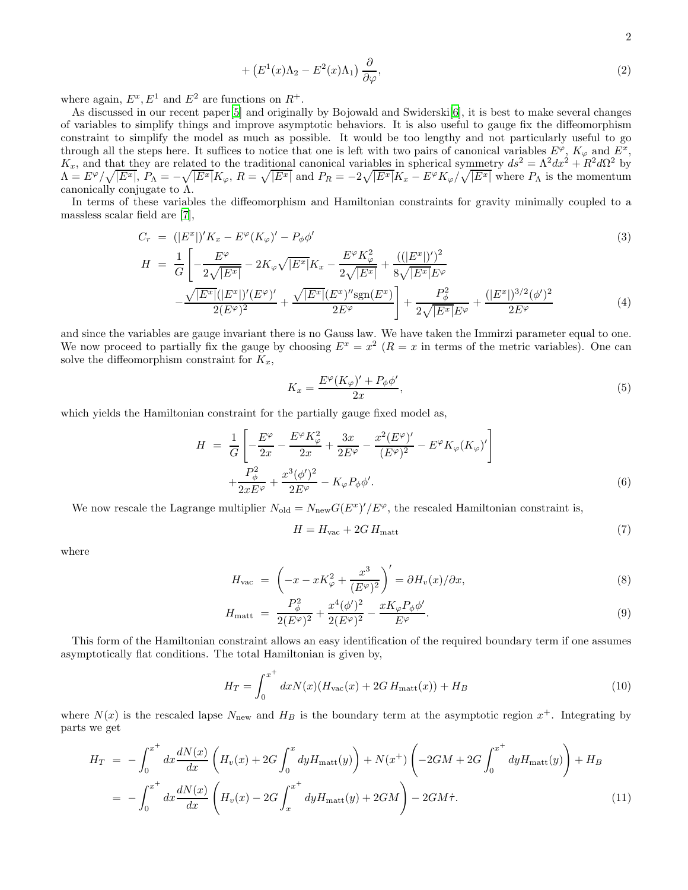$$
+ \left(E^1(x)\Lambda_2 - E^2(x)\Lambda_1\right)\frac{\partial}{\partial\varphi}, \tag{2}
$$

where again, $E^x, E^1$ and $E^2$ are functions on $R^+$.

As discussed in our recent paper[5] and originally by Bojowald and Swiderski[6], it is best to make several changes of variables to simplify things and improve asymptotic behaviors. It is also useful to gauge fix the diffeomorphism constraint to simplify the model as much as possible. It would be too lengthy and not particularly useful to go through all the steps here. It suffices to notice that one is left with two pairs of canonical variables $E^\varphi$, $K_\varphi$ and $E^x$, $K_x$, and that they are related to the traditional canonical variables in spherical symmetry $ds^2 = \Lambda^2 dx^2 + R^2 d\Omega^2$ by $\Lambda = E^\varphi/\sqrt{|E^x|}$, $P_\Lambda = -\sqrt{|E^x|}K_\varphi$, $R = \sqrt{|E^x|}$ and $P_R = -2\sqrt{|E^x|}K_x - E^\varphi K_\varphi/\sqrt{|E^x|}$ where $P_\Lambda$ is the momentum canonically conjugate to $\Lambda$.

In terms of these variables the diffeomorphism and Hamiltonian constraints for gravity minimally coupled to a massless scalar field are [7],

$$
\begin{aligned}
C_r &= (|E^x|)' K_x - E^\varphi (K_\varphi)' - P_\phi \phi' \qquad (3)\\
H &= \frac{1}{G}\left[-\frac{E^\varphi}{2\sqrt{|E^x|}} - 2K_\varphi\sqrt{|E^x|}K_x - \frac{E^\varphi K_\varphi^2}{2\sqrt{|E^x|}} + \frac{((|E^x|)')^2}{8\sqrt{|E^x|}E^\varphi}\right.\\
&\quad \left. - \frac{\sqrt{|E^x|}(|E^x|)'(E^\varphi)'}{2(E^\varphi)^2} + \frac{\sqrt{|E^x|}(E^x)''\mathrm{sgn}(E^x)}{2E^\varphi}\right] + \frac{P_\phi^2}{2\sqrt{|E^x|}E^\varphi} + \frac{(|E^x|)^{3/2}(\phi')^2}{2E^\varphi} \qquad (4)
\end{aligned}
$$

and since the variables are gauge invariant there is no Gauss law. We have taken the Immirzi parameter equal to one. We now proceed to partially fix the gauge by choosing $E^x = x^2$ ($R = x$ in terms of the metric variables). One can solve the diffeomorphism constraint for $K_x$,

$$
K_x = \frac{E^\varphi (K_\varphi)' + P_\phi \phi'}{2x}, \tag{5}
$$

which yields the Hamiltonian constraint for the partially gauge fixed model as,

$$
\begin{aligned}
H &= \frac{1}{G}\left[-\frac{E^\varphi}{2x} - \frac{E^\varphi K_\varphi^2}{2x} + \frac{3x}{2E^\varphi} - \frac{x^2(E^\varphi)'}{(E^\varphi)^2} - E^\varphi K_\varphi (K_\varphi)'\right]\\
&\quad + \frac{P_\phi^2}{2xE^\varphi} + \frac{x^3(\phi')^2}{2E^\varphi} - K_\varphi P_\phi \phi'. \qquad (6)
\end{aligned}
$$

We now rescale the Lagrange multiplier $N_{\rm old} = N_{\rm new} G (E^x)'/E^\varphi$, the rescaled Hamiltonian constraint is,

$$
H = H_{\rm vac} + 2G\, H_{\rm matt} \tag{7}
$$

where

$$
H_{\rm vac} = \left(-x - xK_\varphi^2 + \frac{x^3}{(E^\varphi)^2}\right)' = \partial H_v(x)/\partial x, \tag{8}
$$

$$
H_{\rm matt} = \frac{P_\phi^2}{2(E^\varphi)^2} + \frac{x^4(\phi')^2}{2(E^\varphi)^2} - \frac{xK_\varphi P_\phi \phi'}{E^\varphi}. \tag{9}
$$

This form of the Hamiltonian constraint allows an easy identification of the required boundary term if one assumes asymptotically flat conditions. The total Hamiltonian is given by,

$$
H_T = \int_0^{x^+} dx N(x)(H_{\rm vac}(x) + 2G\, H_{\rm matt}(x)) + H_B \tag{10}
$$

where $N(x)$ is the rescaled lapse $N_{\rm new}$ and $H_B$ is the boundary term at the asymptotic region $x^+$. Integrating by parts we get

$$
\begin{aligned}
H_T &= -\int_0^{x^+} dx \frac{dN(x)}{dx}\left(H_v(x) + 2G\int_0^x dy H_{\rm matt}(y)\right) + N(x^+)\left(-2GM + 2G\int_0^{x^+} dy H_{\rm matt}(y)\right) + H_B\\
&= -\int_0^{x^+} dx \frac{dN(x)}{dx}\left(H_v(x) - 2G\int_x^{x^+} dy H_{\rm matt}(y) + 2GM\right) - 2GM\dot{\tau}. \qquad (11)
\end{aligned}
$$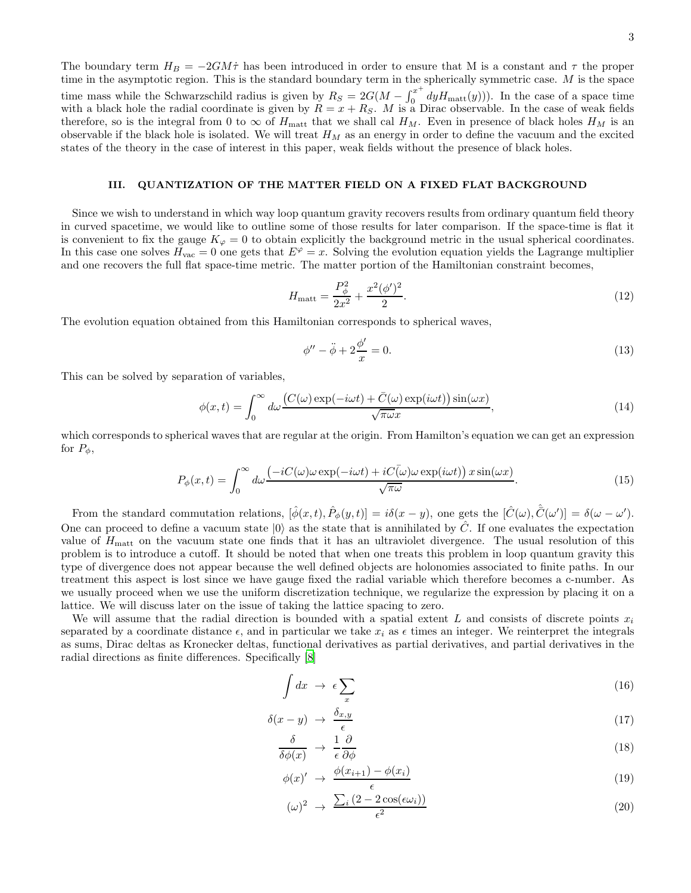The boundary term $H_B = -2GM\dot{\tau}$ has been introduced in order to ensure that M is a constant and $\tau$ the proper time in the asymptotic region. This is the standard boundary term in the spherically symmetric case. $M$ is the space time mass while the Schwarzschild radius is given by $R_S = 2G(M - \int_0^{x^+} dy H_{\rm matt}(y)))$. In the case of a space time with a black hole the radial coordinate is given by $R = x + R_S$. $M$ is a Dirac observable. In the case of weak fields therefore, so is the integral from 0 to $\infty$ of $H_{\rm matt}$ that we shall cal $H_M$. Even in presence of black holes $H_M$ is an observable if the black hole is isolated. We will treat $H_M$ as an energy in order to define the vacuum and the excited states of the theory in the case of interest in this paper, weak fields without the presence of black holes.

## III. QUANTIZATION OF THE MATTER FIELD ON A FIXED FLAT BACKGROUND

Since we wish to understand in which way loop quantum gravity recovers results from ordinary quantum field theory in curved spacetime, we would like to outline some of those results for later comparison. If the space-time is flat it is convenient to fix the gauge $K_\varphi = 0$ to obtain explicitly the background metric in the usual spherical coordinates. In this case one solves $H_{\rm vac} = 0$ one gets that $E^\varphi = x$. Solving the evolution equation yields the Lagrange multiplier and one recovers the full flat space-time metric. The matter portion of the Hamiltonian constraint becomes,

$$H_{\rm matt} = \frac{P_\phi^2}{2x^2} + \frac{x^2(\phi')^2}{2}. \tag{12}$$

The evolution equation obtained from this Hamiltonian corresponds to spherical waves,

$$\phi'' - \ddot{\phi} + 2\frac{\phi'}{x} = 0. \tag{13}$$

This can be solved by separation of variables,

$$\phi(x,t) = \int_0^\infty d\omega \frac{\left(C(\omega)\exp(-i\omega t) + \bar{C}(\omega)\exp(i\omega t)\right)\sin(\omega x)}{\sqrt{\pi\omega}x}, \tag{14}$$

which corresponds to spherical waves that are regular at the origin. From Hamilton's equation we can get an expression for $P_\phi$,

$$P_\phi(x,t) = \int_0^\infty d\omega \frac{\left(-iC(\omega)\omega\exp(-i\omega t) + i\bar{C(\omega)}\omega\exp(i\omega t)\right)x\sin(\omega x)}{\sqrt{\pi\omega}}. \tag{15}$$

From the standard commutation relations, $[\hat{\phi}(x,t), \hat{P}_\phi(y,t)] = i\delta(x-y)$, one gets the $[\hat{C}(\omega), \hat{\bar{C}}(\omega')] = \delta(\omega - \omega')$. One can proceed to define a vacuum state $|0\rangle$ as the state that is annihilated by $\hat{C}$. If one evaluates the expectation value of $H_{\rm matt}$ on the vacuum state one finds that it has an ultraviolet divergence. The usual resolution of this problem is to introduce a cutoff. It should be noted that when one treats this problem in loop quantum gravity this type of divergence does not appear because the well defined objects are holonomies associated to finite paths. In our treatment this aspect is lost since we have gauge fixed the radial variable which therefore becomes a c-number. As we usually proceed when we use the uniform discretization technique, we regularize the expression by placing it on a lattice. We will discuss later on the issue of taking the lattice spacing to zero.

We will assume that the radial direction is bounded with a spatial extent $L$ and consists of discrete points $x_i$ separated by a coordinate distance $\epsilon$, and in particular we take $x_i$ as $\epsilon$ times an integer. We reinterpret the integrals as sums, Dirac deltas as Kronecker deltas, functional derivatives as partial derivatives, and partial derivatives in the radial directions as finite differences. Specifically [8]

$$\int dx \;\rightarrow\; \epsilon \sum_x \tag{16}$$

$$\delta(x-y) \;\rightarrow\; \frac{\delta_{x,y}}{\epsilon} \tag{17}$$

$$\frac{\delta}{\delta\phi(x)} \;\rightarrow\; \frac{1}{\epsilon}\frac{\partial}{\partial\phi} \tag{18}$$

$$\phi(x)' \;\rightarrow\; \frac{\phi(x_{i+1}) - \phi(x_i)}{\epsilon} \tag{19}$$

$$(\omega)^2 \;\rightarrow\; \frac{\sum_i (2 - 2\cos(\epsilon\omega_i))}{\epsilon^2} \tag{20}$$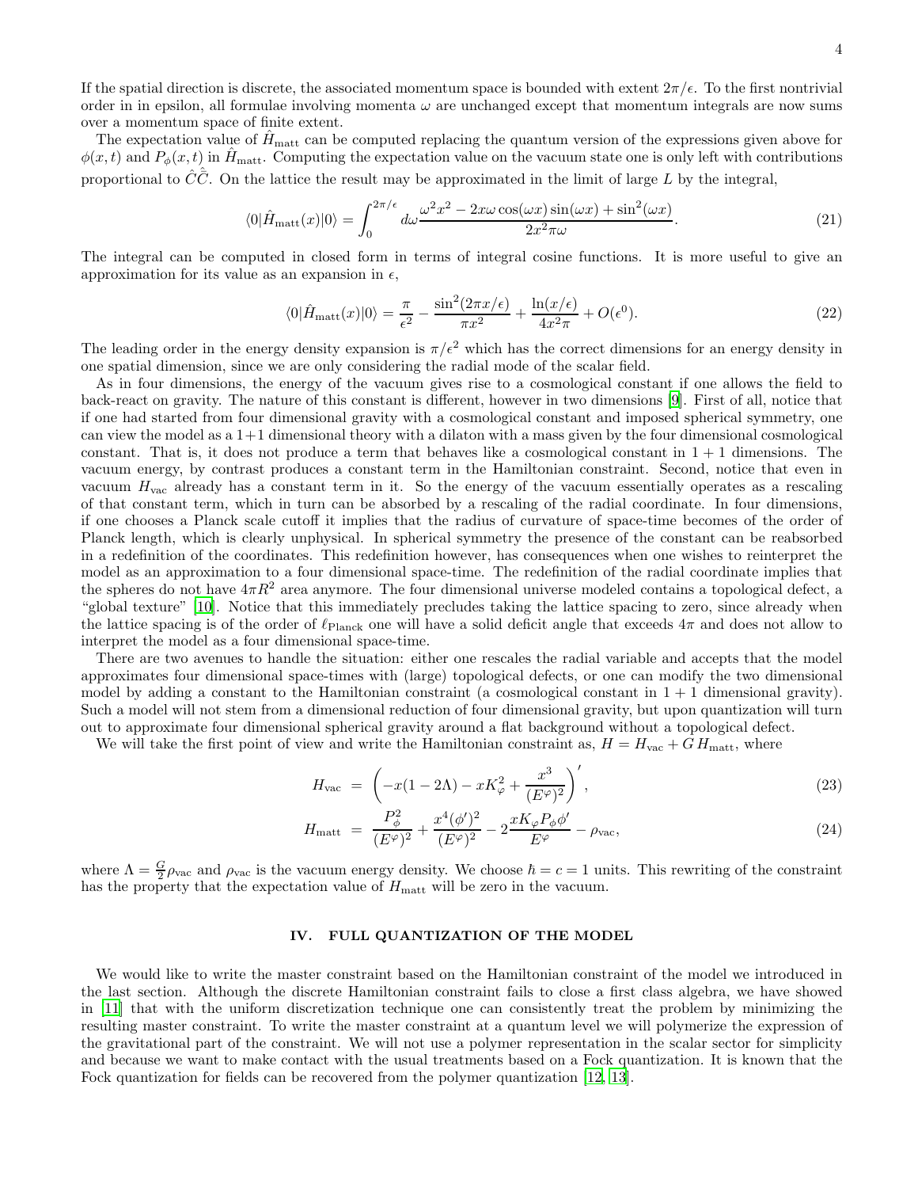If the spatial direction is discrete, the associated momentum space is bounded with extent $2\pi/\epsilon$. To the first nontrivial order in in epsilon, all formulae involving momenta $\omega$ are unchanged except that momentum integrals are now sums over a momentum space of finite extent.

The expectation value of $\hat{H}_{\rm matt}$ can be computed replacing the quantum version of the expressions given above for $\phi(x,t)$ and $P_\phi(x,t)$ in $\hat{H}_{\rm matt}$. Computing the expectation value on the vacuum state one is only left with contributions proportional to $\hat{C}\hat{\bar{C}}$. On the lattice the result may be approximated in the limit of large $L$ by the integral,

$$
\langle 0|\hat{H}_{\rm matt}(x)|0\rangle = \int_0^{2\pi/\epsilon} d\omega \frac{\omega^2 x^2 - 2x\omega\cos(\omega x)\sin(\omega x) + \sin^2(\omega x)}{2x^2\pi\omega}. \tag{21}
$$

The integral can be computed in closed form in terms of integral cosine functions. It is more useful to give an approximation for its value as an expansion in $\epsilon$,

$$
\langle 0|\hat{H}_{\rm matt}(x)|0\rangle = \frac{\pi}{\epsilon^2} - \frac{\sin^2(2\pi x/\epsilon)}{\pi x^2} + \frac{\ln(x/\epsilon)}{4x^2\pi} + O(\epsilon^0). \tag{22}
$$

The leading order in the energy density expansion is $\pi/\epsilon^2$ which has the correct dimensions for an energy density in one spatial dimension, since we are only considering the radial mode of the scalar field.

As in four dimensions, the energy of the vacuum gives rise to a cosmological constant if one allows the field to back-react on gravity. The nature of this constant is different, however in two dimensions [9]. First of all, notice that if one had started from four dimensional gravity with a cosmological constant and imposed spherical symmetry, one can view the model as a 1+1 dimensional theory with a dilaton with a mass given by the four dimensional cosmological constant. That is, it does not produce a term that behaves like a cosmological constant in $1+1$ dimensions. The vacuum energy, by contrast produces a constant term in the Hamiltonian constraint. Second, notice that even in vacuum $H_{\rm vac}$ already has a constant term in it. So the energy of the vacuum essentially operates as a rescaling of that constant term, which in turn can be absorbed by a rescaling of the radial coordinate. In four dimensions, if one chooses a Planck scale cutoff it implies that the radius of curvature of space-time becomes of the order of Planck length, which is clearly unphysical. In spherical symmetry the presence of the constant can be reabsorbed in a redefinition of the coordinates. This redefinition however, has consequences when one wishes to reinterpret the model as an approximation to a four dimensional space-time. The redefinition of the radial coordinate implies that the spheres do not have $4\pi R^2$ area anymore. The four dimensional universe modeled contains a topological defect, a "global texture" [10]. Notice that this immediately precludes taking the lattice spacing to zero, since already when the lattice spacing is of the order of $\ell_{\rm Planck}$ one will have a solid deficit angle that exceeds $4\pi$ and does not allow to interpret the model as a four dimensional space-time.

There are two avenues to handle the situation: either one rescales the radial variable and accepts that the model approximates four dimensional space-times with (large) topological defects, or one can modify the two dimensional model by adding a constant to the Hamiltonian constraint (a cosmological constant in $1+1$ dimensional gravity). Such a model will not stem from a dimensional reduction of four dimensional gravity, but upon quantization will turn out to approximate four dimensional spherical gravity around a flat background without a topological defect.

We will take the first point of view and write the Hamiltonian constraint as, $H = H_{\rm vac} + G\, H_{\rm matt}$, where

$$
H_{\rm vac} = \left(-x(1-2\Lambda) - xK_\varphi^2 + \frac{x^3}{(E^\varphi)^2}\right)', \tag{23}
$$

$$
H_{\rm matt} = \frac{P_\phi^2}{(E^\varphi)^2} + \frac{x^4(\phi')^2}{(E^\varphi)^2} - 2\frac{xK_\varphi P_\phi \phi'}{E^\varphi} - \rho_{\rm vac}, \tag{24}
$$

where $\Lambda = \frac{G}{2}\rho_{\rm vac}$ and $\rho_{\rm vac}$ is the vacuum energy density. We choose $\hbar = c = 1$ units. This rewriting of the constraint has the property that the expectation value of $H_{\rm matt}$ will be zero in the vacuum.

## IV. FULL QUANTIZATION OF THE MODEL

We would like to write the master constraint based on the Hamiltonian constraint of the model we introduced in the last section. Although the discrete Hamiltonian constraint fails to close a first class algebra, we have showed in [11] that with the uniform discretization technique one can consistently treat the problem by minimizing the resulting master constraint. To write the master constraint at a quantum level we will polymerize the expression of the gravitational part of the constraint. We will not use a polymer representation in the scalar sector for simplicity and because we want to make contact with the usual treatments based on a Fock quantization. It is known that the Fock quantization for fields can be recovered from the polymer quantization [12, 13].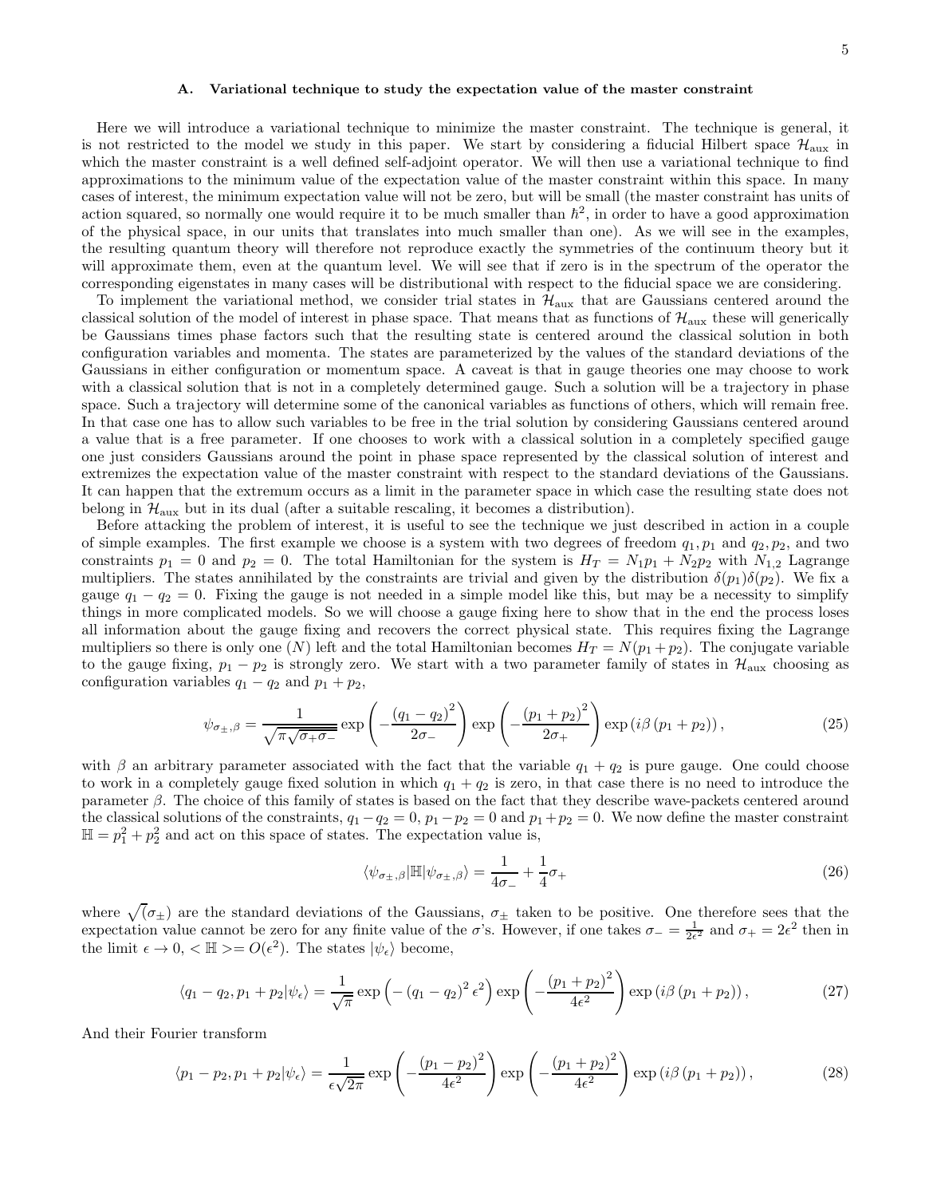### A. Variational technique to study the expectation value of the master constraint

Here we will introduce a variational technique to minimize the master constraint. The technique is general, it is not restricted to the model we study in this paper. We start by considering a fiducial Hilbert space $\mathcal{H}_{\rm aux}$ in which the master constraint is a well defined self-adjoint operator. We will then use a variational technique to find approximations to the minimum value of the expectation value of the master constraint within this space. In many cases of interest, the minimum expectation value will not be zero, but will be small (the master constraint has units of action squared, so normally one would require it to be much smaller than $\hbar^2$, in order to have a good approximation of the physical space, in our units that translates into much smaller than one). As we will see in the examples, the resulting quantum theory will therefore not reproduce exactly the symmetries of the continuum theory but it will approximate them, even at the quantum level. We will see that if zero is in the spectrum of the operator the corresponding eigenstates in many cases will be distributional with respect to the fiducial space we are considering.

To implement the variational method, we consider trial states in $\mathcal{H}_{\rm aux}$ that are Gaussians centered around the classical solution of the model of interest in phase space. That means that as functions of $\mathcal{H}_{\rm aux}$ these will generically be Gaussians times phase factors such that the resulting state is centered around the classical solution in both configuration variables and momenta. The states are parameterized by the values of the standard deviations of the Gaussians in either configuration or momentum space. A caveat is that in gauge theories one may choose to work with a classical solution that is not in a completely determined gauge. Such a solution will be a trajectory in phase space. Such a trajectory will determine some of the canonical variables as functions of others, which will remain free. In that case one has to allow such variables to be free in the trial solution by considering Gaussians centered around a value that is a free parameter. If one chooses to work with a classical solution in a completely specified gauge one just considers Gaussians around the point in phase space represented by the classical solution of interest and extremizes the expectation value of the master constraint with respect to the standard deviations of the Gaussians. It can happen that the extremum occurs as a limit in the parameter space in which case the resulting state does not belong in $\mathcal{H}_{\rm aux}$ but in its dual (after a suitable rescaling, it becomes a distribution).

Before attacking the problem of interest, it is useful to see the technique we just described in action in a couple of simple examples. The first example we choose is a system with two degrees of freedom $q_1, p_1$ and $q_2, p_2$, and two constraints $p_1 = 0$ and $p_2 = 0$. The total Hamiltonian for the system is $H_T = N_1 p_1 + N_2 p_2$ with $N_{1,2}$ Lagrange multipliers. The states annihilated by the constraints are trivial and given by the distribution $\delta(p_1)\delta(p_2)$. We fix a gauge $q_1 - q_2 = 0$. Fixing the gauge is not needed in a simple model like this, but may be a necessity to simplify things in more complicated models. So we will choose a gauge fixing here to show that in the end the process loses all information about the gauge fixing and recovers the correct physical state. This requires fixing the Lagrange multipliers so there is only one ($N$) left and the total Hamiltonian becomes $H_T = N(p_1 + p_2)$. The conjugate variable to the gauge fixing, $p_1 - p_2$ is strongly zero. We start with a two parameter family of states in $\mathcal{H}_{\rm aux}$ choosing as configuration variables $q_1 - q_2$ and $p_1 + p_2$,

$$\psi_{\sigma_\pm,\beta} = \frac{1}{\sqrt{\pi\sqrt{\sigma_+\sigma_-}}} \exp\left(-\frac{(q_1-q_2)^2}{2\sigma_-}\right) \exp\left(-\frac{(p_1+p_2)^2}{2\sigma_+}\right) \exp\left(i\beta\,(p_1+p_2)\right), \tag{25}$$

with $\beta$ an arbitrary parameter associated with the fact that the variable $q_1 + q_2$ is pure gauge. One could choose to work in a completely gauge fixed solution in which $q_1 + q_2$ is zero, in that case there is no need to introduce the parameter $\beta$. The choice of this family of states is based on the fact that they describe wave-packets centered around the classical solutions of the constraints, $q_1 - q_2 = 0$, $p_1 - p_2 = 0$ and $p_1 + p_2 = 0$. We now define the master constraint $\mathbb{H} = p_1^2 + p_2^2$ and act on this space of states. The expectation value is,

$$\langle\psi_{\sigma_\pm,\beta}|\mathbb{H}|\psi_{\sigma_\pm,\beta}\rangle = \frac{1}{4\sigma_-} + \frac{1}{4}\sigma_+ \tag{26}$$

where $\sqrt(\sigma_\pm)$ are the standard deviations of the Gaussians, $\sigma_\pm$ taken to be positive. One therefore sees that the expectation value cannot be zero for any finite value of the $\sigma$'s. However, if one takes $\sigma_- = \frac{1}{2\epsilon^2}$ and $\sigma_+ = 2\epsilon^2$ then in the limit $\epsilon \to 0$, $< \mathbb{H} >= O(\epsilon^2)$. The states $|\psi_\epsilon\rangle$ become,

$$\langle q_1 - q_2, p_1 + p_2|\psi_\epsilon\rangle = \frac{1}{\sqrt{\pi}} \exp\left(-(q_1-q_2)^2\epsilon^2\right) \exp\left(-\frac{(p_1+p_2)^2}{4\epsilon^2}\right) \exp\left(i\beta\,(p_1+p_2)\right), \tag{27}$$

And their Fourier transform

$$\langle p_1 - p_2, p_1 + p_2|\psi_\epsilon\rangle = \frac{1}{\epsilon\sqrt{2\pi}} \exp\left(-\frac{(p_1-p_2)^2}{4\epsilon^2}\right) \exp\left(-\frac{(p_1+p_2)^2}{4\epsilon^2}\right) \exp\left(i\beta\,(p_1+p_2)\right), \tag{28}$$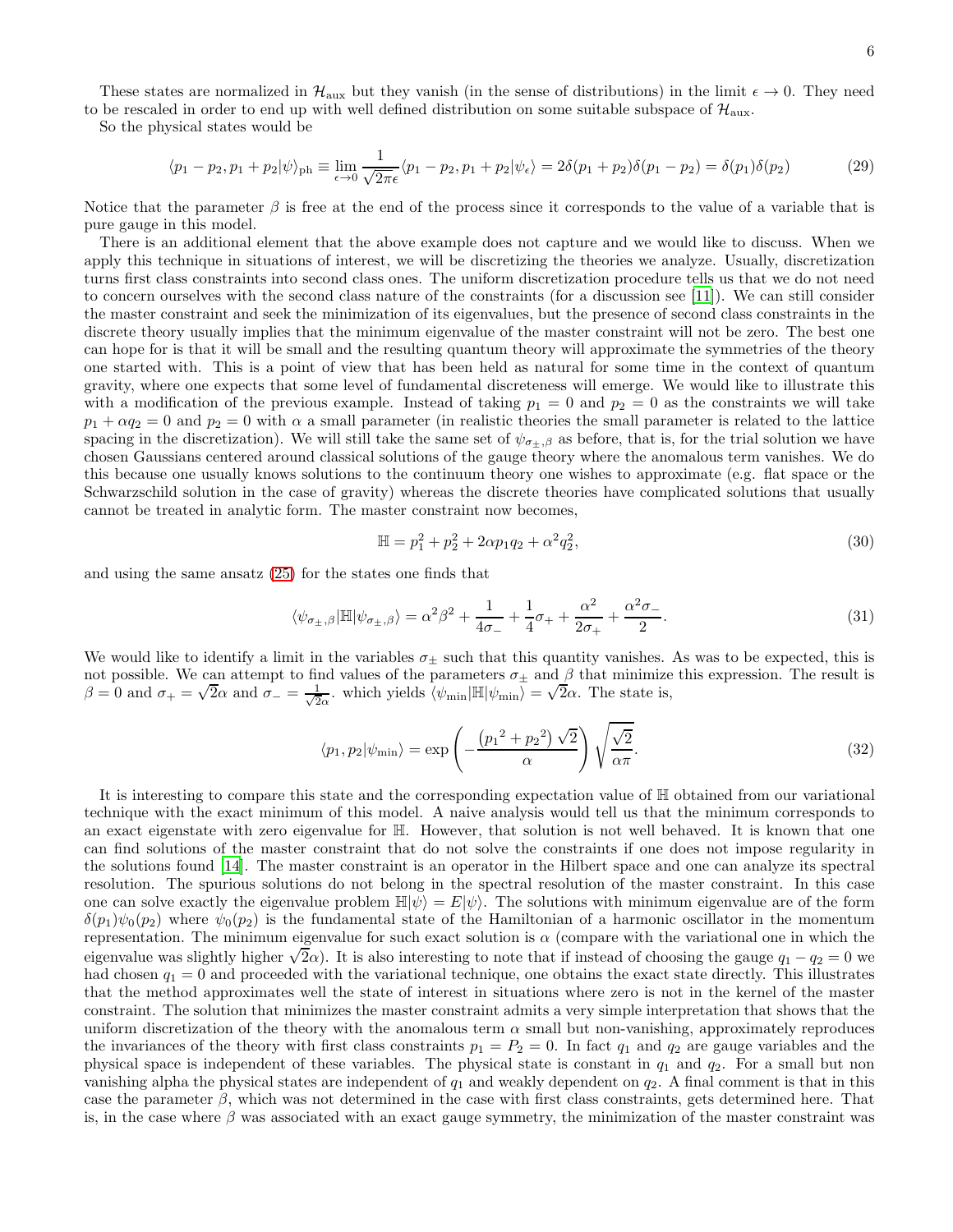These states are normalized in $\mathcal{H}_{\rm aux}$ but they vanish (in the sense of distributions) in the limit $\epsilon \to 0$. They need to be rescaled in order to end up with well defined distribution on some suitable subspace of $\mathcal{H}_{\rm aux}$.

So the physical states would be

$$\langle p_1 - p_2, p_1 + p_2 | \psi \rangle_{\rm ph} \equiv \lim_{\epsilon \to 0} \frac{1}{\sqrt{2\pi}\epsilon} \langle p_1 - p_2, p_1 + p_2 | \psi_\epsilon \rangle = 2\delta(p_1 + p_2)\delta(p_1 - p_2) = \delta(p_1)\delta(p_2) \tag{29}$$

Notice that the parameter $\beta$ is free at the end of the process since it corresponds to the value of a variable that is pure gauge in this model.

There is an additional element that the above example does not capture and we would like to discuss. When we apply this technique in situations of interest, we will be discretizing the theories we analyze. Usually, discretization turns first class constraints into second class ones. The uniform discretization procedure tells us that we do not need to concern ourselves with the second class nature of the constraints (for a discussion see [11]). We can still consider the master constraint and seek the minimization of its eigenvalues, but the presence of second class constraints in the discrete theory usually implies that the minimum eigenvalue of the master constraint will not be zero. The best one can hope for is that it will be small and the resulting quantum theory will approximate the symmetries of the theory one started with. This is a point of view that has been held as natural for some time in the context of quantum gravity, where one expects that some level of fundamental discreteness will emerge. We would like to illustrate this with a modification of the previous example. Instead of taking $p_1 = 0$ and $p_2 = 0$ as the constraints we will take $p_1 + \alpha q_2 = 0$ and $p_2 = 0$ with $\alpha$ a small parameter (in realistic theories the small parameter is related to the lattice spacing in the discretization). We will still take the same set of $\psi_{\sigma_\pm,\beta}$ as before, that is, for the trial solution we have chosen Gaussians centered around classical solutions of the gauge theory where the anomalous term vanishes. We do this because one usually knows solutions to the continuum theory one wishes to approximate (e.g. flat space or the Schwarzschild solution in the case of gravity) whereas the discrete theories have complicated solutions that usually cannot be treated in analytic form. The master constraint now becomes,

$$\mathbb{H} = p_1^2 + p_2^2 + 2\alpha p_1 q_2 + \alpha^2 q_2^2, \tag{30}$$

and using the same ansatz (25) for the states one finds that

$$\langle \psi_{\sigma_\pm,\beta} | \mathbb{H} | \psi_{\sigma_\pm,\beta} \rangle = \alpha^2 \beta^2 + \frac{1}{4\sigma_-} + \frac{1}{4}\sigma_+ + \frac{\alpha^2}{2\sigma_+} + \frac{\alpha^2 \sigma_-}{2}. \tag{31}$$

We would like to identify a limit in the variables $\sigma_\pm$ such that this quantity vanishes. As was to be expected, this is not possible. We can attempt to find values of the parameters $\sigma_\pm$ and $\beta$ that minimize this expression. The result is $\beta = 0$ and $\sigma_+ = \sqrt{2}\alpha$ and $\sigma_- = \frac{1}{\sqrt{2}\alpha}$. which yields $\langle \psi_{\rm min} | \mathbb{H} | \psi_{\rm min} \rangle = \sqrt{2}\alpha$. The state is,

$$\langle p_1, p_2 | \psi_{\rm min} \rangle = \exp\left( -\frac{\left( {p_1}^2 + {p_2}^2 \right)\sqrt{2}}{\alpha} \right) \sqrt{\frac{\sqrt{2}}{\alpha \pi}}. \tag{32}$$

It is interesting to compare this state and the corresponding expectation value of $\mathbb{H}$ obtained from our variational technique with the exact minimum of this model. A naive analysis would tell us that the minimum corresponds to an exact eigenstate with zero eigenvalue for $\mathbb{H}$. However, that solution is not well behaved. It is known that one can find solutions of the master constraint that do not solve the constraints if one does not impose regularity in the solutions found [14]. The master constraint is an operator in the Hilbert space and one can analyze its spectral resolution. The spurious solutions do not belong in the spectral resolution of the master constraint. In this case one can solve exactly the eigenvalue problem $\mathbb{H}|\psi\rangle = E|\psi\rangle$. The solutions with minimum eigenvalue are of the form $\delta(p_1)\psi_0(p_2)$ where $\psi_0(p_2)$ is the fundamental state of the Hamiltonian of a harmonic oscillator in the momentum representation. The minimum eigenvalue for such exact solution is $\alpha$ (compare with the variational one in which the eigenvalue was slightly higher $\sqrt{2}\alpha$). It is also interesting to note that if instead of choosing the gauge $q_1 - q_2 = 0$ we had chosen $q_1 = 0$ and proceeded with the variational technique, one obtains the exact state directly. This illustrates that the method approximates well the state of interest in situations where zero is not in the kernel of the master constraint. The solution that minimizes the master constraint admits a very simple interpretation that shows that the uniform discretization of the theory with the anomalous term $\alpha$ small but non-vanishing, approximately reproduces the invariances of the theory with first class constraints $p_1 = P_2 = 0$. In fact $q_1$ and $q_2$ are gauge variables and the physical space is independent of these variables. The physical state is constant in $q_1$ and $q_2$. For a small but non vanishing alpha the physical states are independent of $q_1$ and weakly dependent on $q_2$. A final comment is that in this case the parameter $\beta$, which was not determined in the case with first class constraints, gets determined here. That is, in the case where $\beta$ was associated with an exact gauge symmetry, the minimization of the master constraint was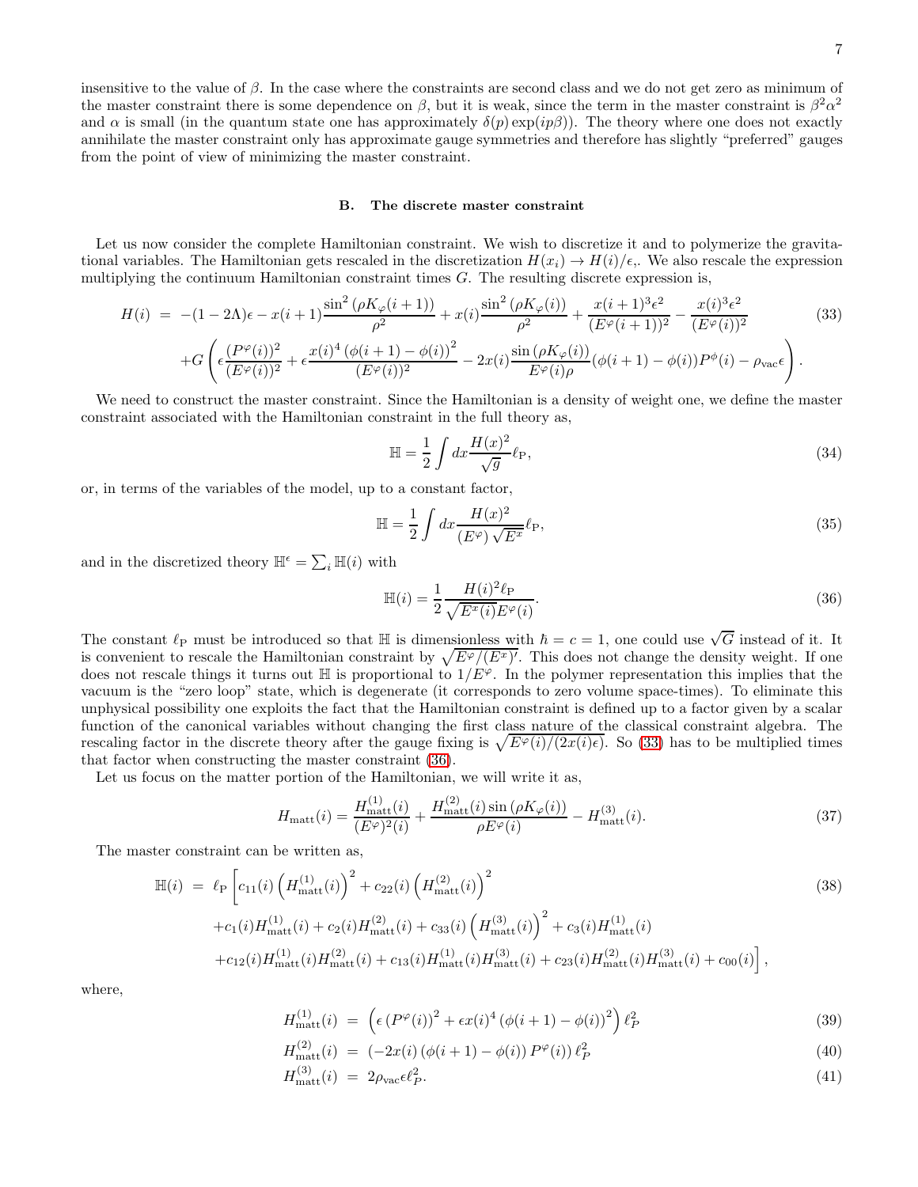insensitive to the value of $\beta$. In the case where the constraints are second class and we do not get zero as minimum of the master constraint there is some dependence on $\beta$, but it is weak, since the term in the master constraint is $\beta^2\alpha^2$ and $\alpha$ is small (in the quantum state one has approximately $\delta(p)\exp(ip\beta)$). The theory where one does not exactly annihilate the master constraint only has approximate gauge symmetries and therefore has slightly "preferred" gauges from the point of view of minimizing the master constraint.

### B. The discrete master constraint

Let us now consider the complete Hamiltonian constraint. We wish to discretize it and to polymerize the gravitational variables. The Hamiltonian gets rescaled in the discretization $H(x_i) \to H(i)/\epsilon$,. We also rescale the expression multiplying the continuum Hamiltonian constraint times $G$. The resulting discrete expression is,

$$
\begin{aligned}
H(i) &= -(1-2\Lambda)\epsilon - x(i+1)\frac{\sin^2\left(\rho K_\varphi(i+1)\right)}{\rho^2} + x(i)\frac{\sin^2\left(\rho K_\varphi(i)\right)}{\rho^2} + \frac{x(i+1)^3\epsilon^2}{(E^\varphi(i+1))^2} - \frac{x(i)^3\epsilon^2}{(E^\varphi(i))^2} \\
&\quad + G\left(\epsilon\frac{(P^\varphi(i))^2}{(E^\varphi(i))^2} + \epsilon\frac{x(i)^4\left(\phi(i+1)-\phi(i)\right)^2}{(E^\varphi(i))^2} - 2x(i)\frac{\sin\left(\rho K_\varphi(i)\right)}{E^\varphi(i)\rho}(\phi(i+1)-\phi(i))P^\phi(i) - \rho_{\rm vac}\epsilon\right).
\end{aligned} \tag{33}
$$

We need to construct the master constraint. Since the Hamiltonian is a density of weight one, we define the master constraint associated with the Hamiltonian constraint in the full theory as,

$$
\mathbb{H} = \frac{1}{2}\int dx \frac{H(x)^2}{\sqrt{g}}\ell_{\rm P}, \tag{34}
$$

or, in terms of the variables of the model, up to a constant factor,

$$
\mathbb{H} = \frac{1}{2}\int dx \frac{H(x)^2}{(E^\varphi)\sqrt{E^x}}\ell_{\rm P}, \tag{35}
$$

and in the discretized theory $\mathbb{H}^\epsilon = \sum_i \mathbb{H}(i)$ with

$$
\mathbb{H}(i) = \frac{1}{2}\frac{H(i)^2\ell_{\rm P}}{\sqrt{E^x(i)}E^\varphi(i)}. \tag{36}
$$

The constant $\ell_{\rm P}$ must be introduced so that $\mathbb{H}$ is dimensionless with $\hbar = c = 1$, one could use $\sqrt{G}$ instead of it. It is convenient to rescale the Hamiltonian constraint by $\sqrt{E^\varphi/(E^x)'}$. This does not change the density weight. If one does not rescale things it turns out $\mathbb{H}$ is proportional to $1/E^\varphi$. In the polymer representation this implies that the vacuum is the "zero loop" state, which is degenerate (it corresponds to zero volume space-times). To eliminate this unphysical possibility one exploits the fact that the Hamiltonian constraint is defined up to a factor given by a scalar function of the canonical variables without changing the first class nature of the classical constraint algebra. The rescaling factor in the discrete theory after the gauge fixing is $\sqrt{E^\varphi(i)/(2x(i)\epsilon)}$. So (33) has to be multiplied times that factor when constructing the master constraint (36).

Let us focus on the matter portion of the Hamiltonian, we will write it as,

$$
H_{\rm matt}(i) = \frac{H^{(1)}_{\rm matt}(i)}{(E^\varphi)^2(i)} + \frac{H^{(2)}_{\rm matt}(i)\sin\left(\rho K_\varphi(i)\right)}{\rho E^\varphi(i)} - H^{(3)}_{\rm matt}(i). \tag{37}
$$

The master constraint can be written as,

$$
\begin{aligned}
\mathbb{H}(i) &= \ell_{\rm P}\Big[c_{11}(i)\left(H^{(1)}_{\rm matt}(i)\right)^2 + c_{22}(i)\left(H^{(2)}_{\rm matt}(i)\right)^2 \\
&\quad + c_1(i)H^{(1)}_{\rm matt}(i) + c_2(i)H^{(2)}_{\rm matt}(i) + c_{33}(i)\left(H^{(3)}_{\rm matt}(i)\right)^2 + c_3(i)H^{(1)}_{\rm matt}(i) \\
&\quad + c_{12}(i)H^{(1)}_{\rm matt}(i)H^{(2)}_{\rm matt}(i) + c_{13}(i)H^{(1)}_{\rm matt}(i)H^{(3)}_{\rm matt}(i) + c_{23}(i)H^{(2)}_{\rm matt}(i)H^{(3)}_{\rm matt}(i) + c_{00}(i)\Big],
\end{aligned} \tag{38}
$$

where,

$$
H^{(1)}_{\rm matt}(i) = \left(\epsilon\left(P^\varphi(i)\right)^2 + \epsilon x(i)^4\left(\phi(i+1)-\phi(i)\right)^2\right)\ell_P^2 \tag{39}
$$

$$
H^{(2)}_{\rm matt}(i) = \left(-2x(i)\left(\phi(i+1)-\phi(i)\right)P^\varphi(i)\right)\ell_P^2 \tag{40}
$$

$$
H^{(3)}_{\rm matt}(i) = 2\rho_{\rm vac}\epsilon\ell_P^2. \tag{41}
$$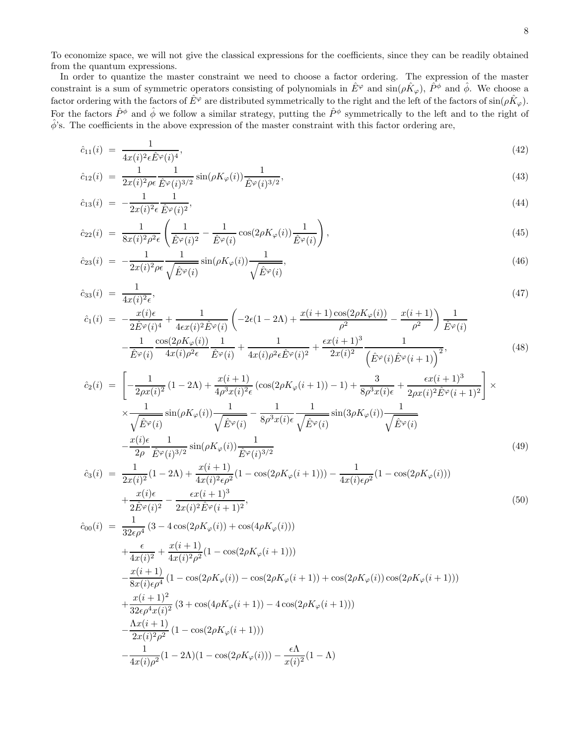To economize space, we will not give the classical expressions for the coefficients, since they can be readily obtained from the quantum expressions.

In order to quantize the master constraint we need to choose a factor ordering. The expression of the master constraint is a sum of symmetric operators consisting of polynomials in $\hat{E}^\varphi$ and $\sin(\rho\hat{K}_\varphi)$, $\hat{P}^\phi$ and $\hat{\phi}$. We choose a factor ordering with the factors of $\hat{E}^\varphi$ are distributed symmetrically to the right and the left of the factors of $\sin(\rho\hat{K}_\varphi)$. For the factors $\hat{P}^\phi$ and $\hat{\phi}$ we follow a similar strategy, putting the $\hat{P}^\phi$ symmetrically to the left and to the right of $\hat{\phi}$'s. The coefficients in the above expression of the master constraint with this factor ordering are,

$$\hat{c}_{11}(i) = \frac{1}{4x(i)^2\epsilon\hat{E}^\varphi(i)^4}, \tag{42}$$

$$\hat{c}_{12}(i) = \frac{1}{2x(i)^2\rho\epsilon}\frac{1}{\hat{E}^\varphi(i)^{3/2}}\sin(\rho K_\varphi(i))\frac{1}{\hat{E}^\varphi(i)^{3/2}}, \tag{43}$$

$$\hat{c}_{13}(i) = -\frac{1}{2x(i)^2\epsilon}\frac{1}{\hat{E}^\varphi(i)^2}, \tag{44}$$

$$\hat{c}_{22}(i) = \frac{1}{8x(i)^2\rho^2\epsilon}\left(\frac{1}{\hat{E}^\varphi(i)^2} - \frac{1}{\hat{E}^\varphi(i)}\cos(2\rho K_\varphi(i))\frac{1}{\hat{E}^\varphi(i)}\right), \tag{45}$$

$$\hat{c}_{23}(i) = -\frac{1}{2x(i)^2\rho\epsilon}\frac{1}{\sqrt{\hat{E}^\varphi(i)}}\sin(\rho K_\varphi(i))\frac{1}{\sqrt{\hat{E}^\varphi(i)}}, \tag{46}$$

$$\hat{c}_{33}(i) = \frac{1}{4x(i)^2\epsilon}, \tag{47}$$

$$\begin{aligned}\hat{c}_1(i) &= -\frac{x(i)\epsilon}{2\hat{E}^\varphi(i)^4} + \frac{1}{4\epsilon x(i)^2\hat{E}^\varphi(i)}\left(-2\epsilon(1-2\Lambda) + \frac{x(i+1)\cos(2\rho K_\varphi(i))}{\rho^2} - \frac{x(i+1)}{\rho^2}\right)\frac{1}{\hat{E}^\varphi(i)} \\ &\quad -\frac{1}{\hat{E}^\varphi(i)}\frac{\cos(2\rho K_\varphi(i))}{4x(i)\rho^2\epsilon}\frac{1}{\hat{E}^\varphi(i)} + \frac{1}{4x(i)\rho^2\epsilon\hat{E}^\varphi(i)^2} + \frac{\epsilon x(i+1)^3}{2x(i)^2}\frac{1}{\left(\hat{E}^\varphi(i)\hat{E}^\varphi(i+1)\right)^2},\end{aligned} \tag{48}$$

$$\begin{aligned}\hat{c}_2(i) &= \left[-\frac{1}{2\rho x(i)^2}(1-2\Lambda) + \frac{x(i+1)}{4\rho^3 x(i)^2\epsilon}\left(\cos(2\rho K_\varphi(i+1)) - 1\right) + \frac{3}{8\rho^3 x(i)\epsilon} + \frac{\epsilon x(i+1)^3}{2\rho x(i)^2\hat{E}^\varphi(i+1)^2}\right]\times \\ &\quad\times\frac{1}{\sqrt{\hat{E}^\varphi(i)}}\sin(\rho K_\varphi(i))\frac{1}{\sqrt{\hat{E}^\varphi(i)}} - \frac{1}{8\rho^3 x(i)\epsilon}\frac{1}{\sqrt{\hat{E}^\varphi(i)}}\sin(3\rho K_\varphi(i))\frac{1}{\sqrt{\hat{E}^\varphi(i)}} \\ &\quad -\frac{x(i)\epsilon}{2\rho}\frac{1}{\hat{E}^\varphi(i)^{3/2}}\sin(\rho K_\varphi(i))\frac{1}{\hat{E}^\varphi(i)^{3/2}}\end{aligned} \tag{49}$$

$$\begin{aligned}\hat{c}_3(i) &= \frac{1}{2x(i)^2}(1-2\Lambda) + \frac{x(i+1)}{4x(i)^2\epsilon\rho^2}(1-\cos(2\rho K_\varphi(i+1))) - \frac{1}{4x(i)\epsilon\rho^2}(1-\cos(2\rho K_\varphi(i))) \\ &\quad +\frac{x(i)\epsilon}{2\hat{E}^\varphi(i)^2} - \frac{\epsilon x(i+1)^3}{2x(i)^2\hat{E}^\varphi(i+1)^2},\end{aligned} \tag{50}$$

$$\begin{aligned}\hat{c}_{00}(i) &= \frac{1}{32\epsilon\rho^4}\left(3 - 4\cos(2\rho K_\varphi(i)) + \cos(4\rho K_\varphi(i))\right) \\ &\quad +\frac{\epsilon}{4x(i)^2} + \frac{x(i+1)}{4x(i)^2\rho^2}(1-\cos(2\rho K_\varphi(i+1))) \\ &\quad -\frac{x(i+1)}{8x(i)\epsilon\rho^4}\left(1 - \cos(2\rho K_\varphi(i)) - \cos(2\rho K_\varphi(i+1)) + \cos(2\rho K_\varphi(i))\cos(2\rho K_\varphi(i+1))\right) \\ &\quad +\frac{x(i+1)^2}{32\epsilon\rho^4 x(i)^2}\left(3 + \cos(4\rho K_\varphi(i+1)) - 4\cos(2\rho K_\varphi(i+1))\right) \\ &\quad -\frac{\Lambda x(i+1)}{2x(i)^2\rho^2}\left(1 - \cos(2\rho K_\varphi(i+1))\right) \\ &\quad -\frac{1}{4x(i)\rho^2}(1-2\Lambda)(1-\cos(2\rho K_\varphi(i))) - \frac{\epsilon\Lambda}{x(i)^2}(1-\Lambda)\end{aligned}$$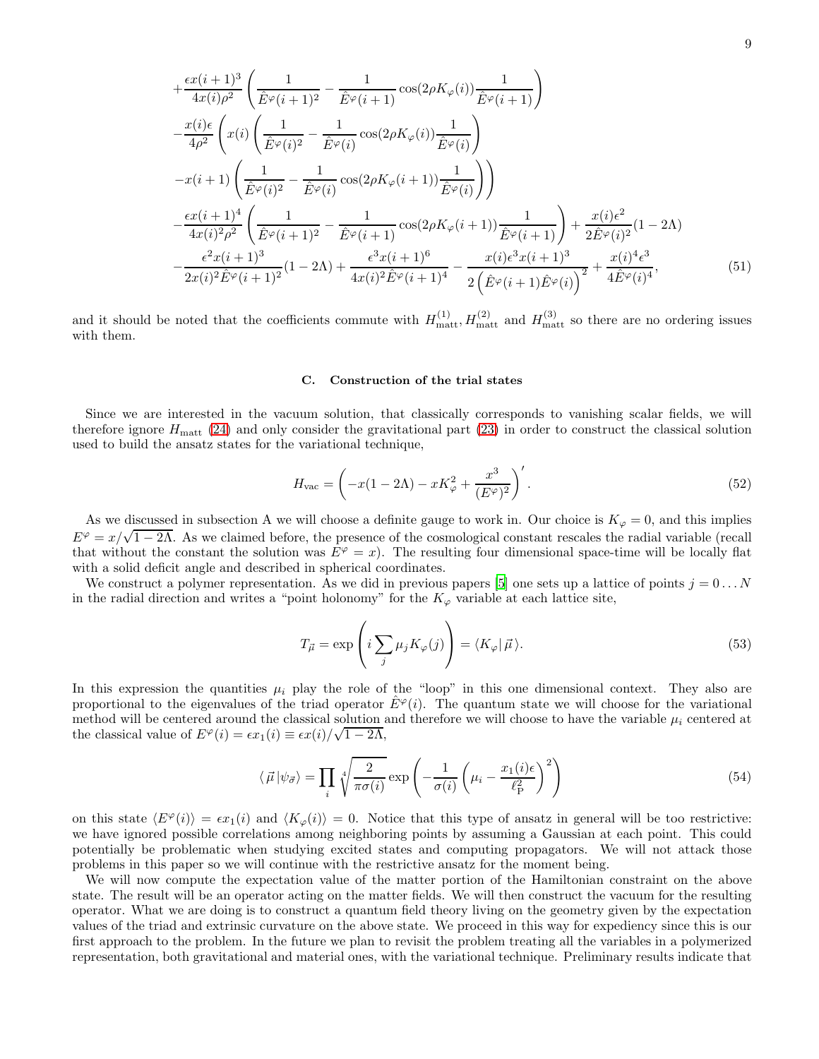$$
\begin{aligned}
&+\frac{\epsilon x(i+1)^3}{4x(i)\rho^2}\left(\frac{1}{\hat{E}^\varphi(i+1)^2}-\frac{1}{\hat{E}^\varphi(i+1)}\cos(2\rho K_\varphi(i))\frac{1}{\hat{E}^\varphi(i+1)}\right)\\
&-\frac{x(i)\epsilon}{4\rho^2}\left(x(i)\left(\frac{1}{\hat{E}^\varphi(i)^2}-\frac{1}{\hat{E}^\varphi(i)}\cos(2\rho K_\varphi(i))\frac{1}{\hat{E}^\varphi(i)}\right)\right.\\
&\left.-x(i+1)\left(\frac{1}{\hat{E}^\varphi(i)^2}-\frac{1}{\hat{E}^\varphi(i)}\cos(2\rho K_\varphi(i+1))\frac{1}{\hat{E}^\varphi(i)}\right)\right)\\
&-\frac{\epsilon x(i+1)^4}{4x(i)^2\rho^2}\left(\frac{1}{\hat{E}^\varphi(i+1)^2}-\frac{1}{\hat{E}^\varphi(i+1)}\cos(2\rho K_\varphi(i+1))\frac{1}{\hat{E}^\varphi(i+1)}\right)+\frac{x(i)\epsilon^2}{2\hat{E}^\varphi(i)^2}(1-2\Lambda)\\
&-\frac{\epsilon^2 x(i+1)^3}{2x(i)^2\hat{E}^\varphi(i+1)^2}(1-2\Lambda)+\frac{\epsilon^3 x(i+1)^6}{4x(i)^2\hat{E}^\varphi(i+1)^4}-\frac{x(i)\epsilon^3 x(i+1)^3}{2\left(\hat{E}^\varphi(i+1)\hat{E}^\varphi(i)\right)^2}+\frac{x(i)^4\epsilon^3}{4\hat{E}^\varphi(i)^4},
\end{aligned}
\qquad (51)
$$

and it should be noted that the coefficients commute with $H^{(1)}_{\rm matt}, H^{(2)}_{\rm matt}$ and $H^{(3)}_{\rm matt}$ so there are no ordering issues with them.

### C. Construction of the trial states

Since we are interested in the vacuum solution, that classically corresponds to vanishing scalar fields, we will therefore ignore $H_{\rm matt}$ (24) and only consider the gravitational part (23) in order to construct the classical solution used to build the ansatz states for the variational technique,

$$
H_{\rm vac} = \left(-x(1-2\Lambda) - xK_\varphi^2 + \frac{x^3}{(E^\varphi)^2}\right)'. \qquad (52)
$$

As we discussed in subsection A we will choose a definite gauge to work in. Our choice is $K_\varphi = 0$, and this implies $E^\varphi = x/\sqrt{1-2\Lambda}$. As we claimed before, the presence of the cosmological constant rescales the radial variable (recall that without the constant the solution was $E^\varphi = x$). The resulting four dimensional space-time will be locally flat with a solid deficit angle and described in spherical coordinates.

We construct a polymer representation. As we did in previous papers [5] one sets up a lattice of points $j = 0 \ldots N$ in the radial direction and writes a "point holonomy" for the $K_\varphi$ variable at each lattice site,

$$
T_{\vec{\mu}} = \exp\left(i\sum_j \mu_j K_\varphi(j)\right) = \langle K_\varphi |\, \vec{\mu}\,\rangle. \qquad (53)
$$

In this expression the quantities $\mu_i$ play the role of the "loop" in this one dimensional context. They also are proportional to the eigenvalues of the triad operator $\hat{E}^\varphi(i)$. The quantum state we will choose for the variational method will be centered around the classical solution and therefore we will choose to have the variable $\mu_i$ centered at the classical value of $E^\varphi(i) = \epsilon x_1(i) \equiv \epsilon x(i)/\sqrt{1-2\Lambda}$,

$$
\langle\, \vec{\mu}\, | \psi_{\vec{\sigma}} \rangle = \prod_i \sqrt[4]{\frac{2}{\pi\sigma(i)}} \exp\left(-\frac{1}{\sigma(i)}\left(\mu_i - \frac{x_1(i)\epsilon}{\ell_{\rm P}^2}\right)^2\right) \qquad (54)
$$

on this state $\langle E^\varphi(i)\rangle = \epsilon x_1(i)$ and $\langle K_\varphi(i)\rangle = 0$. Notice that this type of ansatz in general will be too restrictive: we have ignored possible correlations among neighboring points by assuming a Gaussian at each point. This could potentially be problematic when studying excited states and computing propagators. We will not attack those problems in this paper so we will continue with the restrictive ansatz for the moment being.

We will now compute the expectation value of the matter portion of the Hamiltonian constraint on the above state. The result will be an operator acting on the matter fields. We will then construct the vacuum for the resulting operator. What we are doing is to construct a quantum field theory living on the geometry given by the expectation values of the triad and extrinsic curvature on the above state. We proceed in this way for expediency since this is our first approach to the problem. In the future we plan to revisit the problem treating all the variables in a polymerized representation, both gravitational and material ones, with the variational technique. Preliminary results indicate that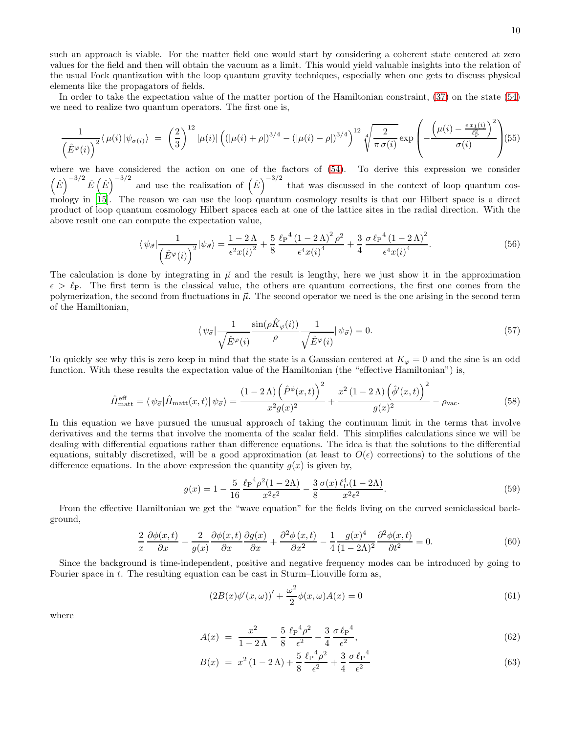such an approach is viable. For the matter field one would start by considering a coherent state centered at zero values for the field and then will obtain the vacuum as a limit. This would yield valuable insights into the relation of the usual Fock quantization with the loop quantum gravity techniques, especially when one gets to discuss physical elements like the propagators of fields.

In order to take the expectation value of the matter portion of the Hamiltonian constraint, (37) on the state (54) we need to realize two quantum operators. The first one is,

$$\frac{1}{\left(\hat{E}^{\varphi}(i)\right)^2}\langle\,\mu(i)\,|\psi_{\sigma(i)}\rangle \;=\; \left(\frac{2}{3}\right)^{12}|\mu(i)|\left(\left(|\mu(i)+\rho|\right)^{3/4}-\left(|\mu(i)-\rho|\right)^{3/4}\right)^{12}\sqrt[4]{\frac{2}{\pi\,\sigma(i)}}\exp\left(-\frac{\left(\mu(i)-\frac{\epsilon\,x_1(i)}{\ell_{\rm P}^2}\right)^2}{\sigma(i)}\right) \tag{55}$$

where we have considered the action on one of the factors of (54). To derive this expression we consider $\left(\hat{E}\right)^{-3/2}\hat{E}\left(\hat{E}\right)^{-3/2}$ and use the realization of $\left(\hat{E}\right)^{-3/2}$ that was discussed in the context of loop quantum cosmology in [15]. The reason we can use the loop quantum cosmology results is that our Hilbert space is a direct product of loop quantum cosmology Hilbert spaces each at one of the lattice sites in the radial direction. With the above result one can compute the expectation value,

$$\langle\,\psi_{\vec{\sigma}}|\frac{1}{\left(\hat{E}^{\varphi}(i)\right)^2}|\psi_{\vec{\sigma}}\rangle = \frac{1-2\,\Lambda}{\epsilon^2 x(i)^2}+\frac{5}{8}\,\frac{{\ell_{\rm P}}^4\left(1-2\,\Lambda\right)^2\rho^2}{\epsilon^4 x(i)^4}+\frac{3}{4}\,\frac{\sigma\,{\ell_{\rm P}}^4\left(1-2\,\Lambda\right)^2}{\epsilon^4 x(i)^4}. \tag{56}$$

The calculation is done by integrating in $\vec{\mu}$ and the result is lengthy, here we just show it in the approximation $\epsilon > \ell_{\rm P}$. The first term is the classical value, the others are quantum corrections, the first one comes from the polymerization, the second from fluctuations in $\vec{\mu}$. The second operator we need is the one arising in the second term of the Hamiltonian,

$$\langle\,\psi_{\vec{\sigma}}|\frac{1}{\sqrt{\hat{E}^{\varphi}(i)}}\frac{\sin(\rho\hat{K}_{\varphi}(i))}{\rho}\frac{1}{\sqrt{\hat{E}^{\varphi}(i)}}|\,\psi_{\vec{\sigma}}\rangle = 0. \tag{57}$$

To quickly see why this is zero keep in mind that the state is a Gaussian centered at $K_\varphi = 0$ and the sine is an odd function. With these results the expectation value of the Hamiltonian (the "effective Hamiltonian") is,

$$\hat{H}^{\rm eff}_{\rm matt} = \langle\,\psi_{\vec{\sigma}}|\hat{H}_{\rm matt}(x,t)|\,\psi_{\vec{\sigma}}\rangle = \frac{\left(1-2\,\Lambda\right)\left(\hat{P}^{\phi}(x,t)\right)^2}{x^2 g(x)^2}+\frac{x^2\left(1-2\,\Lambda\right)\left(\hat{\phi}'(x,t)\right)^2}{g(x)^2}-\rho_{\rm vac}. \tag{58}$$

In this equation we have pursued the unusual approach of taking the continuum limit in the terms that involve derivatives and the terms that involve the momenta of the scalar field. This simplifies calculations since we will be dealing with differential equations rather than difference equations. The idea is that the solutions to the differential equations, suitably discretized, will be a good approximation (at least to $O(\epsilon)$ corrections) to the solutions of the difference equations. In the above expression the quantity $g(x)$ is given by,

$$g(x) = 1-\frac{5}{16}\,\frac{{\ell_{\rm P}}^4\rho^2(1-2\Lambda)}{x^2\epsilon^2}-\frac{3}{8}\frac{\sigma(x)\,\ell_{\rm P}^4(1-2\Lambda)}{x^2\epsilon^2}. \tag{59}$$

From the effective Hamiltonian we get the "wave equation" for the fields living on the curved semiclassical background,

$$\frac{2}{x}\,\frac{\partial\phi(x,t)}{\partial x}-\frac{2}{g(x)}\,\frac{\partial\phi(x,t)}{\partial x}\frac{\partial g(x)}{\partial x}+\frac{\partial^2\phi\,(x,t)}{\partial x^2}-\frac{1}{4}\frac{g(x)^4}{(1-2\Lambda)^2}\frac{\partial^2\phi(x,t)}{\partial t^2}=0. \tag{60}$$

Since the background is time-independent, positive and negative frequency modes can be introduced by going to Fourier space in $t$. The resulting equation can be cast in Sturm–Liouville form as,

$$\left(2B(x)\phi'(x,\omega)\right)'+\frac{\omega^2}{2}\phi(x,\omega)A(x)=0 \tag{61}$$

where

$$A(x) \;=\; \frac{x^2}{1-2\,\Lambda}-\frac{5}{8}\,\frac{{\ell_{\rm P}}^4\rho^2}{\epsilon^2}-\frac{3}{4}\,\frac{\sigma\,{\ell_{\rm P}}^4}{\epsilon^2}, \tag{62}$$

$$B(x) \;=\; x^2\left(1-2\,\Lambda\right)+\frac{5}{8}\,\frac{{\ell_{\rm P}}^4\rho^2}{\epsilon^2}+\frac{3}{4}\,\frac{\sigma\,{\ell_{\rm P}}^4}{\epsilon^2} \tag{63}$$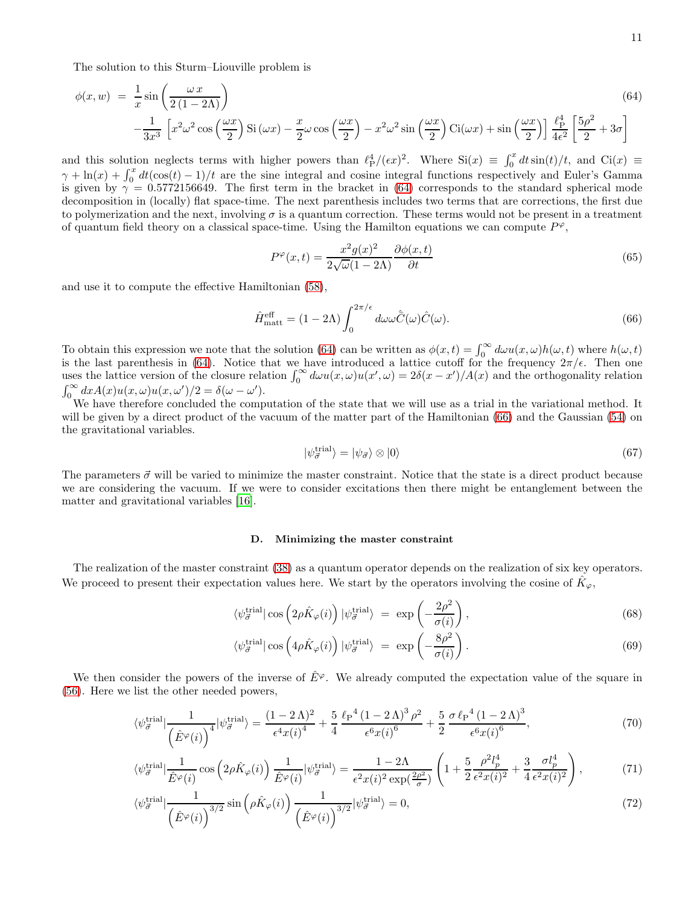The solution to this Sturm–Liouville problem is

$$
\begin{aligned}
\phi(x,w) \;&=\; \frac{1}{x}\sin\left(\frac{\omega\, x}{2\,(1-2\Lambda)}\right) \\
&-\frac{1}{3x^3}\left[x^2\omega^2\cos\left(\frac{\omega x}{2}\right)\mathrm{Si}\left(\omega x\right)-\frac{x}{2}\omega\cos\left(\frac{\omega x}{2}\right)-x^2\omega^2\sin\left(\frac{\omega x}{2}\right)\mathrm{Ci}(\omega x)+\sin\left(\frac{\omega x}{2}\right)\right]\frac{\ell_{\rm P}^4}{4\epsilon^2}\left[\frac{5\rho^2}{2}+3\sigma\right]
\end{aligned}
\tag{64}
$$

and this solution neglects terms with higher powers than $\ell_{\rm P}^4/(\epsilon x)^2$. Where $\mathrm{Si}(x)\equiv\int_0^x dt\sin(t)/t$, and $\mathrm{Ci}(x)\equiv\gamma+\ln(x)+\int_0^x dt(\cos(t)-1)/t$ are the sine integral and cosine integral functions respectively and Euler's Gamma is given by $\gamma=0.5772156649$. The first term in the bracket in (64) corresponds to the standard spherical mode decomposition in (locally) flat space-time. The next parenthesis includes two terms that are corrections, the first due to polymerization and the next, involving $\sigma$ is a quantum correction. These terms would not be present in a treatment of quantum field theory on a classical space-time. Using the Hamilton equations we can compute $P^\varphi$,

$$
P^\varphi(x,t)=\frac{x^2g(x)^2}{2\sqrt{\omega}(1-2\Lambda)}\frac{\partial\phi(x,t)}{\partial t}
\tag{65}
$$

and use it to compute the effective Hamiltonian (58),

$$
\hat{H}^{\rm eff}_{\rm matt}=(1-2\Lambda)\int_0^{2\pi/\epsilon}d\omega\omega\hat{\bar{C}}(\omega)\hat{C}(\omega).
\tag{66}
$$

To obtain this expression we note that the solution (64) can be written as $\phi(x,t)=\int_0^\infty d\omega u(x,\omega)h(\omega,t)$ where $h(\omega,t)$ is the last parenthesis in (64). Notice that we have introduced a lattice cutoff for the frequency $2\pi/\epsilon$. Then one uses the lattice version of the closure relation $\int_0^\infty d\omega u(x,\omega)u(x',\omega)=2\delta(x-x')/A(x)$ and the orthogonality relation $\int_0^\infty dx A(x)u(x,\omega)u(x,\omega')/2=\delta(\omega-\omega')$.

We have therefore concluded the computation of the state that we will use as a trial in the variational method. It will be given by a direct product of the vacuum of the matter part of the Hamiltonian (66) and the Gaussian (54) on the gravitational variables.

$$
|\psi^{\rm trial}_{\vec{\sigma}}\rangle=|\psi_{\vec{\sigma}}\rangle\otimes|0\rangle
\tag{67}
$$

The parameters $\vec{\sigma}$ will be varied to minimize the master constraint. Notice that the state is a direct product because we are considering the vacuum. If we were to consider excitations then there might be entanglement between the matter and gravitational variables [16].

### D. Minimizing the master constraint

The realization of the master constraint (38) as a quantum operator depends on the realization of six key operators. We proceed to present their expectation values here. We start by the operators involving the cosine of $\hat{K}_\varphi$,

$$
\langle\psi^{\rm trial}_{\vec{\sigma}}|\cos\left(2\rho\hat{K}_\varphi(i)\right)|\psi^{\rm trial}_{\vec{\sigma}}\rangle \;=\; \exp\left(-\frac{2\rho^2}{\sigma(i)}\right),
\tag{68}
$$

$$
\langle\psi^{\rm trial}_{\vec{\sigma}}|\cos\left(4\rho\hat{K}_\varphi(i)\right)|\psi^{\rm trial}_{\vec{\sigma}}\rangle \;=\; \exp\left(-\frac{8\rho^2}{\sigma(i)}\right).
\tag{69}
$$

We then consider the powers of the inverse of $\hat{E}^\varphi$. We already computed the expectation value of the square in (56). Here we list the other needed powers,

$$
\langle\psi^{\rm trial}_{\vec{\sigma}}|\frac{1}{\left(\hat{E}^\varphi(i)\right)^4}|\psi^{\rm trial}_{\vec{\sigma}}\rangle=\frac{(1-2\,\Lambda)^2}{\epsilon^4x(i)^4}+\frac{5}{4}\,\frac{{\ell_{\rm P}}^4\,(1-2\,\Lambda)^3\,\rho^2}{\epsilon^6x(i)^6}+\frac{5}{2}\,\frac{\sigma\,{\ell_{\rm P}}^4\,(1-2\,\Lambda)^3}{\epsilon^6x(i)^6},
\tag{70}
$$

$$
\langle\psi^{\rm trial}_{\vec{\sigma}}|\frac{1}{\hat{E}^\varphi(i)}\cos\left(2\rho\hat{K}_\varphi(i)\right)\frac{1}{\hat{E}^\varphi(i)}|\psi^{\rm trial}_{\vec{\sigma}}\rangle=\frac{1-2\Lambda}{\epsilon^2x(i)^2\exp(\frac{2\rho^2}{\sigma})}\left(1+\frac{5}{2}\frac{\rho^2l_p^4}{\epsilon^2x(i)^2}+\frac{3}{4}\frac{\sigma l_p^4}{\epsilon^2x(i)^2}\right),
\tag{71}
$$

$$
\langle\psi^{\rm trial}_{\vec{\sigma}}|\frac{1}{\left(\hat{E}^\varphi(i)\right)^{3/2}}\sin\left(\rho\hat{K}_\varphi(i)\right)\frac{1}{\left(\hat{E}^\varphi(i)\right)^{3/2}}|\psi^{\rm trial}_{\vec{\sigma}}\rangle=0,
\tag{72}
$$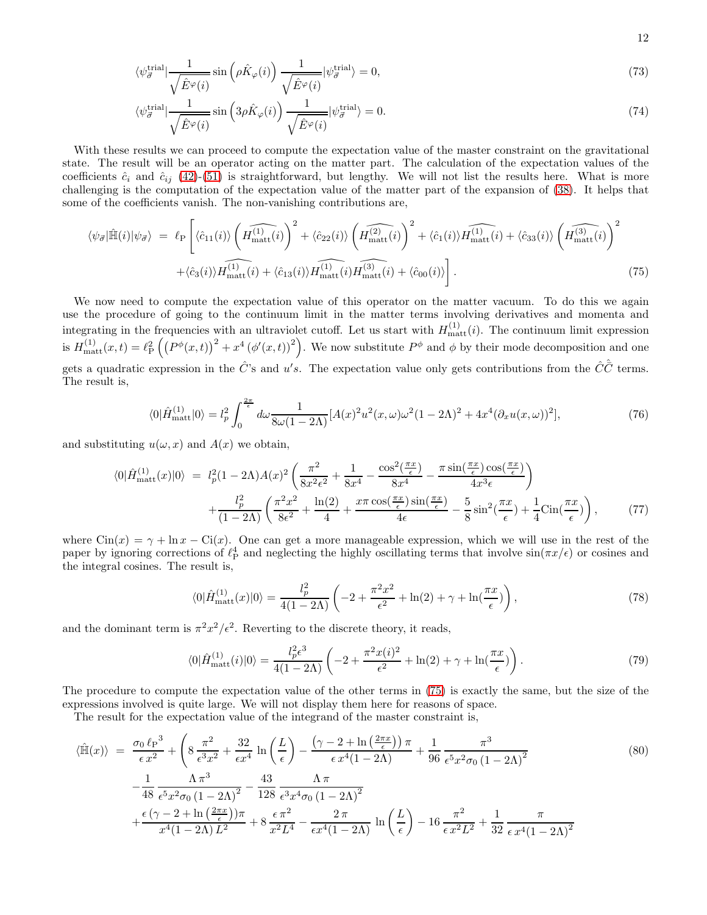$$\langle\psi^{\rm trial}_{\vec\sigma}|\frac{1}{\sqrt{\hat E^\varphi(i)}}\sin\left(\rho\hat K_\varphi(i)\right)\frac{1}{\sqrt{\hat E^\varphi(i)}}|\psi^{\rm trial}_{\vec\sigma}\rangle=0, \tag{73}$$

$$\langle\psi^{\rm trial}_{\vec\sigma}|\frac{1}{\sqrt{\hat E^\varphi(i)}}\sin\left(3\rho\hat K_\varphi(i)\right)\frac{1}{\sqrt{\hat E^\varphi(i)}}|\psi^{\rm trial}_{\vec\sigma}\rangle=0. \tag{74}$$

With these results we can proceed to compute the expectation value of the master constraint on the gravitational state. The result will be an operator acting on the matter part. The calculation of the expectation values of the coefficients $\hat c_i$ and $\hat c_{ij}$ (42)-(51) is straightforward, but lengthy. We will not list the results here. What is more challenging is the computation of the expectation value of the matter part of the expansion of (38). It helps that some of the coefficients vanish. The non-vanishing contributions are,

$$\begin{aligned}\langle\psi_{\vec\sigma}|\hat{\mathbb H}(i)|\psi_{\vec\sigma}\rangle \;=\;& \ell_{\rm P}\Bigg[\langle\hat c_{11}(i)\rangle\left(\widehat{H^{(1)}_{\rm matt}(i)}\right)^2+\langle\hat c_{22}(i)\rangle\left(\widehat{H^{(2)}_{\rm matt}(i)}\right)^2+\langle\hat c_1(i)\rangle\widehat{H^{(1)}_{\rm matt}(i)}+\langle\hat c_{33}(i)\rangle\left(\widehat{H^{(3)}_{\rm matt}(i)}\right)^2\\ &+\langle\hat c_3(i)\rangle\widehat{H^{(1)}_{\rm matt}(i)}+\langle\hat c_{13}(i)\rangle\widehat{H^{(1)}_{\rm matt}(i)}\widehat{H^{(3)}_{\rm matt}(i)}+\langle\hat c_{00}(i)\rangle\Bigg].\end{aligned} \tag{75}$$

We now need to compute the expectation value of this operator on the matter vacuum. To do this we again use the procedure of going to the continuum limit in the matter terms involving derivatives and momenta and integrating in the frequencies with an ultraviolet cutoff. Let us start with $H^{(1)}_{\rm matt}(i)$. The continuum limit expression is $H^{(1)}_{\rm matt}(x,t)=\ell_{\rm P}^2\left(\left(P^\phi(x,t)\right)^2+x^4\left(\phi'(x,t)\right)^2\right)$. We now substitute $P^\phi$ and $\phi$ by their mode decomposition and one gets a quadratic expression in the $\hat C$'s and $u's$. The expectation value only gets contributions from the $\hat C\hat{\bar C}$ terms. The result is,

$$\langle 0|\hat H^{(1)}_{\rm matt}|0\rangle=l_p^2\int_0^{\frac{2\pi}{\epsilon}}d\omega\frac{1}{8\omega(1-2\Lambda)}[A(x)^2u^2(x,\omega)\omega^2(1-2\Lambda)^2+4x^4(\partial_x u(x,\omega))^2], \tag{76}$$

and substituting $u(\omega,x)$ and $A(x)$ we obtain,

$$\begin{aligned}\langle 0|\hat H^{(1)}_{\rm matt}(x)|0\rangle \;=\;& l_p^2(1-2\Lambda)A(x)^2\left(\frac{\pi^2}{8x^2\epsilon^2}+\frac{1}{8x^4}-\frac{\cos^2(\frac{\pi x}{\epsilon})}{8x^4}-\frac{\pi\sin(\frac{\pi x}{\epsilon})\cos(\frac{\pi x}{\epsilon})}{4x^3\epsilon}\right)\\ &+\frac{l_p^2}{(1-2\Lambda)}\left(\frac{\pi^2x^2}{8\epsilon^2}+\frac{\ln(2)}{4}+\frac{x\pi\cos(\frac{\pi x}{\epsilon})\sin(\frac{\pi x}{\epsilon})}{4\epsilon}-\frac{5}{8}\sin^2(\frac{\pi x}{\epsilon})+\frac{1}{4}{\rm Cin}(\frac{\pi x}{\epsilon})\right),\end{aligned} \tag{77}$$

where ${\rm Cin}(x)=\gamma+\ln x-{\rm Ci}(x)$. One can get a more manageable expression, which we will use in the rest of the paper by ignoring corrections of $\ell_{\rm P}^4$ and neglecting the highly oscillating terms that involve $\sin(\pi x/\epsilon)$ or cosines and the integral cosines. The result is,

$$\langle 0|\hat H^{(1)}_{\rm matt}(x)|0\rangle=\frac{l_p^2}{4(1-2\Lambda)}\left(-2+\frac{\pi^2x^2}{\epsilon^2}+\ln(2)+\gamma+\ln(\frac{\pi x}{\epsilon})\right), \tag{78}$$

and the dominant term is $\pi^2x^2/\epsilon^2$. Reverting to the discrete theory, it reads,

$$\langle 0|\hat H^{(1)}_{\rm matt}(i)|0\rangle=\frac{l_p^2\epsilon^3}{4(1-2\Lambda)}\left(-2+\frac{\pi^2x(i)^2}{\epsilon^2}+\ln(2)+\gamma+\ln(\frac{\pi x}{\epsilon})\right). \tag{79}$$

The procedure to compute the expectation value of the other terms in (75) is exactly the same, but the size of the expressions involved is quite large. We will not display them here for reasons of space.

The result for the expectation value of the integrand of the master constraint is,

$$\begin{aligned}\langle\hat{\mathbb H}(x)\rangle \;=\;& \frac{\sigma_0\,{\ell_{\rm P}}^3}{\epsilon\,x^2}+\Bigg(8\,\frac{\pi^2}{\epsilon^3x^2}+\frac{32}{\epsilon x^4}\ln\left(\frac{L}{\epsilon}\right)-\frac{\left(\gamma-2+\ln\left(\frac{2\pi x}{\epsilon}\right)\right)\pi}{\epsilon\,x^4(1-2\Lambda)}+\frac{1}{96}\,\frac{\pi^3}{\epsilon^5x^2\sigma_0\,(1-2\Lambda)^2}\\ &-\frac{1}{48}\,\frac{\Lambda\,\pi^3}{\epsilon^5x^2\sigma_0\,(1-2\Lambda)^2}-\frac{43}{128}\,\frac{\Lambda\,\pi}{\epsilon^3x^4\sigma_0\,(1-2\Lambda)^2}\\ &+\frac{\epsilon\,(\gamma-2+\ln\left(\frac{2\pi x}{\epsilon}\right))\pi}{x^4(1-2\Lambda)\,L^2}+8\,\frac{\epsilon\,\pi^2}{x^2L^4}-\frac{2\,\pi}{\epsilon x^4(1-2\Lambda)}\ln\left(\frac{L}{\epsilon}\right)-16\,\frac{\pi^2}{\epsilon\,x^2L^2}+\frac{1}{32}\,\frac{\pi}{\epsilon\,x^4(1-2\Lambda)^2}\end{aligned} \tag{80}$$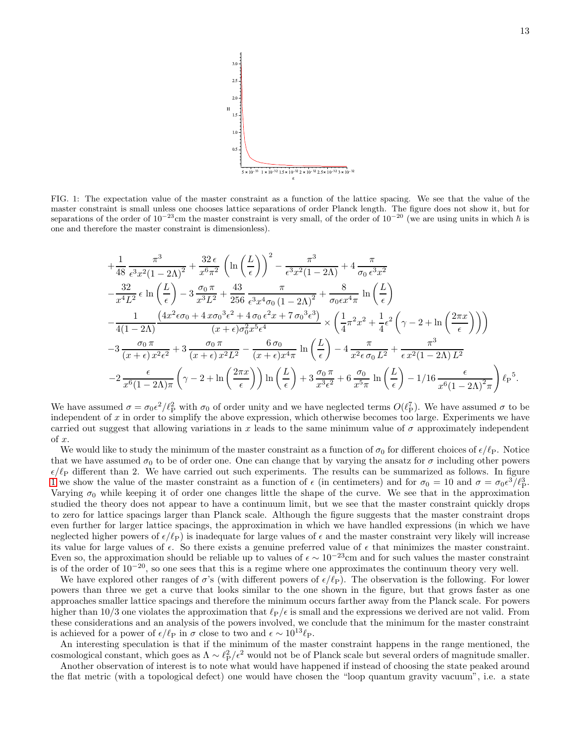FIG. 1: The expectation value of the master constraint as a function of the lattice spacing. We see that the value of the master constraint is small unless one chooses lattice separations of order Planck length. The figure does not show it, but for separations of the order of $10^{-23}$cm the master constraint is very small, of the order of $10^{-20}$ (we are using units in which $\hbar$ is one and therefore the master constraint is dimensionless).

$$
\begin{aligned}
&+\frac{1}{48}\frac{\pi^3}{\epsilon^3 x^2 (1-2\Lambda)^2} + \frac{32\,\epsilon}{x^6\pi^2}\left(\ln\left(\frac{L}{\epsilon}\right)\right)^2 - \frac{\pi^3}{\epsilon^3 x^2(1-2\Lambda)} + 4\,\frac{\pi}{\sigma_0\,\epsilon^3 x^2}\\
&-\frac{32}{x^4L^2}\,\epsilon\,\ln\left(\frac{L}{\epsilon}\right) - 3\,\frac{\sigma_0\,\pi}{x^3L^2} + \frac{43}{256}\,\frac{\pi}{\epsilon^3x^4\sigma_0\,(1-2\Lambda)^2} + \frac{8}{\sigma_0\epsilon x^4\pi}\,\ln\left(\frac{L}{\epsilon}\right)\\
&-\frac{1}{4(1-2\Lambda)}\frac{\left(4x^2\epsilon\sigma_0 + 4\,x\sigma_0{}^3\epsilon^2 + 4\,\sigma_0\,\epsilon^2 x + 7\,\sigma_0{}^3\epsilon^3\right)}{(x+\epsilon)\sigma_0^2x^5\epsilon^4}\times\left(\frac{1}{4}\pi^2x^2 + \frac{1}{4}\epsilon^2\left(\gamma - 2 + \ln\left(\frac{2\pi x}{\epsilon}\right)\right)\right)\\
&-3\,\frac{\sigma_0\,\pi}{(x+\epsilon)\,x^2\epsilon^2} + 3\,\frac{\sigma_0\,\pi}{(x+\epsilon)\,x^2L^2} - \frac{6\,\sigma_0}{(x+\epsilon)x^4\pi}\,\ln\left(\frac{L}{\epsilon}\right) - 4\,\frac{\pi}{x^2\epsilon\,\sigma_0\,L^2} + \frac{\pi^3}{\epsilon\,x^2(1-2\Lambda)\,L^2}\\
&-2\,\frac{\epsilon}{x^6(1-2\Lambda)\pi}\left(\gamma - 2 + \ln\left(\frac{2\pi x}{\epsilon}\right)\right)\ln\left(\frac{L}{\epsilon}\right) + 3\,\frac{\sigma_0\,\pi}{x^3\epsilon^2} + 6\,\frac{\sigma_0}{x^5\pi}\,\ln\left(\frac{L}{\epsilon}\right) - 1/16\,\frac{\epsilon}{x^6{(1-2\Lambda)}^2\pi}\Bigg)\,{\ell_{\rm P}}^5.
\end{aligned}
$$

We have assumed $\sigma = \sigma_0\epsilon^2/\ell_{\rm P}^2$ with $\sigma_0$ of order unity and we have neglected terms $O(\ell_{\rm P}^7)$. We have assumed $\sigma$ to be independent of $x$ in order to simplify the above expression, which otherwise becomes too large. Experiments we have carried out suggest that allowing variations in $x$ leads to the same minimum value of $\sigma$ approximately independent of $x$.

We would like to study the minimum of the master constraint as a function of $\sigma_0$ for different choices of $\epsilon/\ell_{\rm P}$. Notice that we have assumed $\sigma_0$ to be of order one. One can change that by varying the ansatz for $\sigma$ including other powers $\epsilon/\ell_{\rm P}$ different than 2. We have carried out such experiments. The results can be summarized as follows. In figure 1 we show the value of the master constraint as a function of $\epsilon$ (in centimeters) and for $\sigma_0 = 10$ and $\sigma = \sigma_0\epsilon^3/\ell_{\rm P}^3$. Varying $\sigma_0$ while keeping it of order one changes little the shape of the curve. We see that in the approximation studied the theory does not appear to have a continuum limit, but we see that the master constraint quickly drops to zero for lattice spacings larger than Planck scale. Although the figure suggests that the master constraint drops even further for larger lattice spacings, the approximation in which we have handled expressions (in which we have neglected higher powers of $\epsilon/\ell_{\rm P}$) is inadequate for large values of $\epsilon$ and the master constraint very likely will increase its value for large values of $\epsilon$. So there exists a genuine preferred value of $\epsilon$ that minimizes the master constraint. Even so, the approximation should be reliable up to values of $\epsilon \sim 10^{-23}$cm and for such values the master constraint is of the order of $10^{-20}$, so one sees that this is a regime where one approximates the continuum theory very well.

We have explored other ranges of $\sigma$'s (with different powers of $\epsilon/\ell_{\rm P}$). The observation is the following. For lower powers than three we get a curve that looks similar to the one shown in the figure, but that grows faster as one approaches smaller lattice spacings and therefore the minimum occurs farther away from the Planck scale. For powers higher than 10/3 one violates the approximation that $\ell_{\rm P}/\epsilon$ is small and the expressions we derived are not valid. From these considerations and an analysis of the powers involved, we conclude that the minimum for the master constraint is achieved for a power of $\epsilon/\ell_{\rm P}$ in $\sigma$ close to two and $\epsilon \sim 10^{13}\ell_{\rm P}$.

An interesting speculation is that if the minimum of the master constraint happens in the range mentioned, the cosmological constant, which goes as $\Lambda \sim \ell_{\rm P}^2/\epsilon^2$ would not be of Planck scale but several orders of magnitude smaller.

Another observation of interest is to note what would have happened if instead of choosing the state peaked around the flat metric (with a topological defect) one would have chosen the "loop quantum gravity vacuum", i.e. a state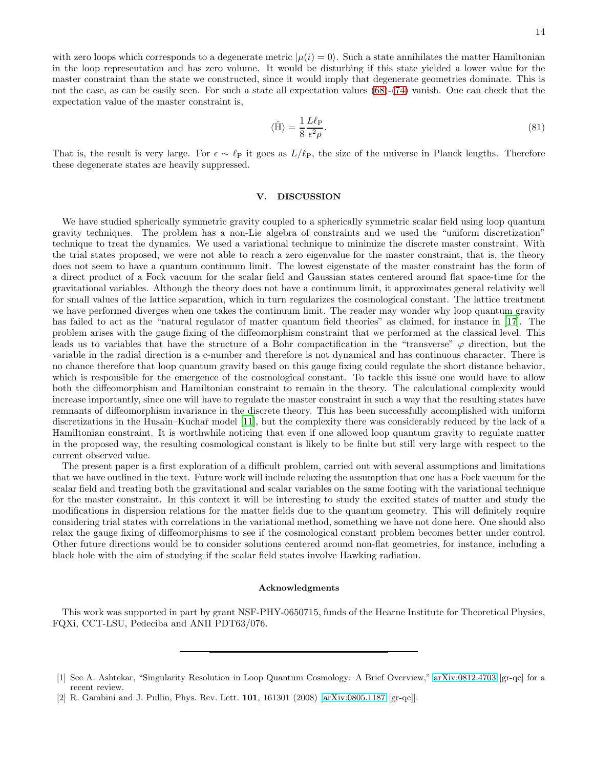with zero loops which corresponds to a degenerate metric $|\mu(i) = 0\rangle$. Such a state annihilates the matter Hamiltonian in the loop representation and has zero volume. It would be disturbing if this state yielded a lower value for the master constraint than the state we constructed, since it would imply that degenerate geometries dominate. This is not the case, as can be easily seen. For such a state all expectation values (68)-(74) vanish. One can check that the expectation value of the master constraint is,

$$\langle \hat{\mathbb{H}} \rangle = \frac{1}{8} \frac{L \ell_{\rm P}}{\epsilon^2 \rho}. \tag{81}$$

That is, the result is very large. For $\epsilon \sim \ell_{\rm P}$ it goes as $L/\ell_{\rm P}$, the size of the universe in Planck lengths. Therefore these degenerate states are heavily suppressed.

## V. DISCUSSION

We have studied spherically symmetric gravity coupled to a spherically symmetric scalar field using loop quantum gravity techniques. The problem has a non-Lie algebra of constraints and we used the "uniform discretization" technique to treat the dynamics. We used a variational technique to minimize the discrete master constraint. With the trial states proposed, we were not able to reach a zero eigenvalue for the master constraint, that is, the theory does not seem to have a quantum continuum limit. The lowest eigenstate of the master constraint has the form of a direct product of a Fock vacuum for the scalar field and Gaussian states centered around flat space-time for the gravitational variables. Although the theory does not have a continuum limit, it approximates general relativity well for small values of the lattice separation, which in turn regularizes the cosmological constant. The lattice treatment we have performed diverges when one takes the continuum limit. The reader may wonder why loop quantum gravity has failed to act as the "natural regulator of matter quantum field theories" as claimed, for instance in [17]. The problem arises with the gauge fixing of the diffeomorphism constraint that we performed at the classical level. This leads us to variables that have the structure of a Bohr compactification in the "transverse" $\varphi$ direction, but the variable in the radial direction is a c-number and therefore is not dynamical and has continuous character. There is no chance therefore that loop quantum gravity based on this gauge fixing could regulate the short distance behavior, which is responsible for the emergence of the cosmological constant. To tackle this issue one would have to allow both the diffeomorphism and Hamiltonian constraint to remain in the theory. The calculational complexity would increase importantly, since one will have to regulate the master constraint in such a way that the resulting states have remnants of diffeomorphism invariance in the discrete theory. This has been successfully accomplished with uniform discretizations in the Husain–Kuchař model [11], but the complexity there was considerably reduced by the lack of a Hamiltonian constraint. It is worthwhile noticing that even if one allowed loop quantum gravity to regulate matter in the proposed way, the resulting cosmological constant is likely to be finite but still very large with respect to the current observed value.

The present paper is a first exploration of a difficult problem, carried out with several assumptions and limitations that we have outlined in the text. Future work will include relaxing the assumption that one has a Fock vacuum for the scalar field and treating both the gravitational and scalar variables on the same footing with the variational technique for the master constraint. In this context it will be interesting to study the excited states of matter and study the modifications in dispersion relations for the matter fields due to the quantum geometry. This will definitely require considering trial states with correlations in the variational method, something we have not done here. One should also relax the gauge fixing of diffeomorphisms to see if the cosmological constant problem becomes better under control. Other future directions would be to consider solutions centered around non-flat geometries, for instance, including a black hole with the aim of studying if the scalar field states involve Hawking radiation.

### Acknowledgments

This work was supported in part by grant NSF-PHY-0650715, funds of the Hearne Institute for Theoretical Physics, FQXi, CCT-LSU, Pedeciba and ANII PDT63/076.

---

[1] See A. Ashtekar, "Singularity Resolution in Loop Quantum Cosmology: A Brief Overview," arXiv:0812.4703 [gr-qc] for a recent review.

[2] R. Gambini and J. Pullin, Phys. Rev. Lett. **101**, 161301 (2008) [arXiv:0805.1187 [gr-qc]].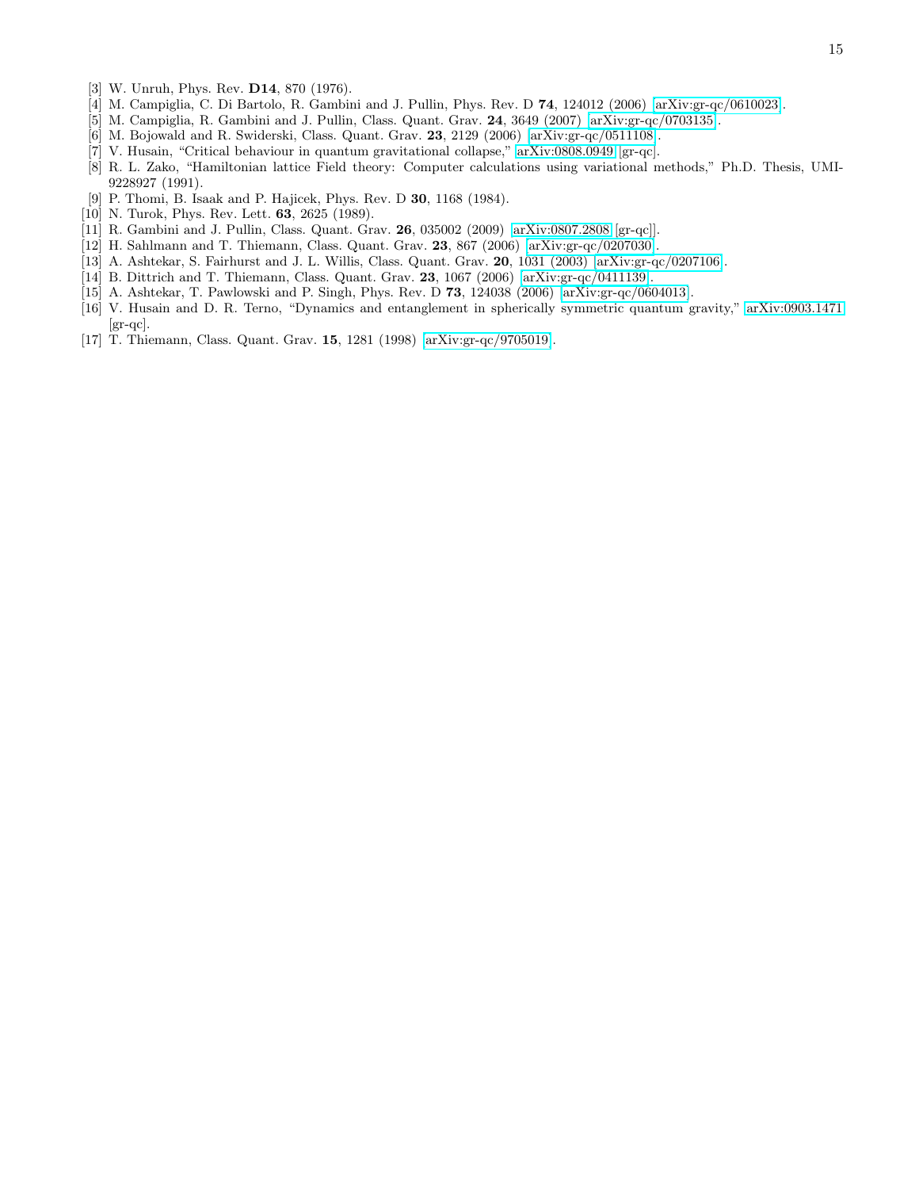[3] W. Unruh, Phys. Rev. **D14**, 870 (1976).

[4] M. Campiglia, C. Di Bartolo, R. Gambini and J. Pullin, Phys. Rev. D **74**, 124012 (2006) [arXiv:gr-qc/0610023].

[5] M. Campiglia, R. Gambini and J. Pullin, Class. Quant. Grav. **24**, 3649 (2007) [arXiv:gr-qc/0703135].

[6] M. Bojowald and R. Swiderski, Class. Quant. Grav. **23**, 2129 (2006) [arXiv:gr-qc/0511108].

[7] V. Husain, "Critical behaviour in quantum gravitational collapse," arXiv:0808.0949 [gr-qc].

[8] R. L. Zako, "Hamiltonian lattice Field theory: Computer calculations using variational methods," Ph.D. Thesis, UMI-9228927 (1991).

[9] P. Thomi, B. Isaak and P. Hajicek, Phys. Rev. D **30**, 1168 (1984).

[10] N. Turok, Phys. Rev. Lett. **63**, 2625 (1989).

[11] R. Gambini and J. Pullin, Class. Quant. Grav. **26**, 035002 (2009) [arXiv:0807.2808 [gr-qc]].

[12] H. Sahlmann and T. Thiemann, Class. Quant. Grav. **23**, 867 (2006) [arXiv:gr-qc/0207030].

[13] A. Ashtekar, S. Fairhurst and J. L. Willis, Class. Quant. Grav. **20**, 1031 (2003) [arXiv:gr-qc/0207106].

[14] B. Dittrich and T. Thiemann, Class. Quant. Grav. **23**, 1067 (2006) [arXiv:gr-qc/0411139].

[15] A. Ashtekar, T. Pawlowski and P. Singh, Phys. Rev. D **73**, 124038 (2006) [arXiv:gr-qc/0604013].

[16] V. Husain and D. R. Terno, "Dynamics and entanglement in spherically symmetric quantum gravity," arXiv:0903.1471 [gr-qc].

[17] T. Thiemann, Class. Quant. Grav. **15**, 1281 (1998) [arXiv:gr-qc/9705019].